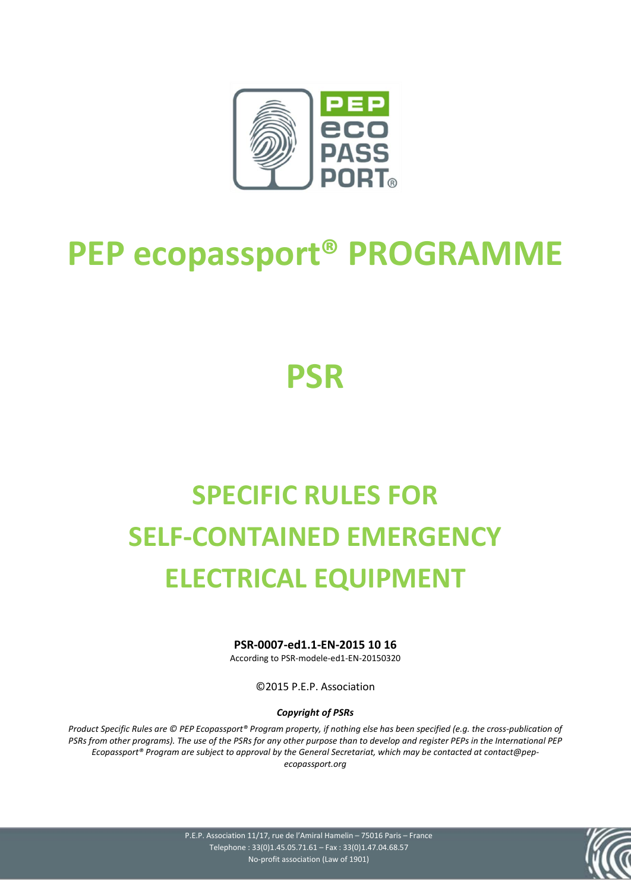# PEP ecopassport® PROGRAMME

# PSR

# SPECIFIC RULES FOR SELF-CONTAINED EMERGENCY ELECTRICAL EQUIPMENT

**PSR-0007-ed1.1-EN-2015 10 16**

According to PSR-modele-ed1-EN-20150320

©2015 P.E.P. Association

***Copyright of PSRs***

*Product Specific Rules are © PEP Ecopassport® Program property, if nothing else has been specified (e.g. the cross-publication of PSRs from other programs). The use of the PSRs for any other purpose than to develop and register PEPs in the International PEP Ecopassport® Program are subject to approval by the General Secretariat, which may be contacted at contact@pep-ecopassport.org*

P.E.P. Association 11/17, rue de l'Amiral Hamelin – 75016 Paris – France
Telephone : 33(0)1.45.05.71.61 – Fax : 33(0)1.47.04.68.57
No-profit association (Law of 1901)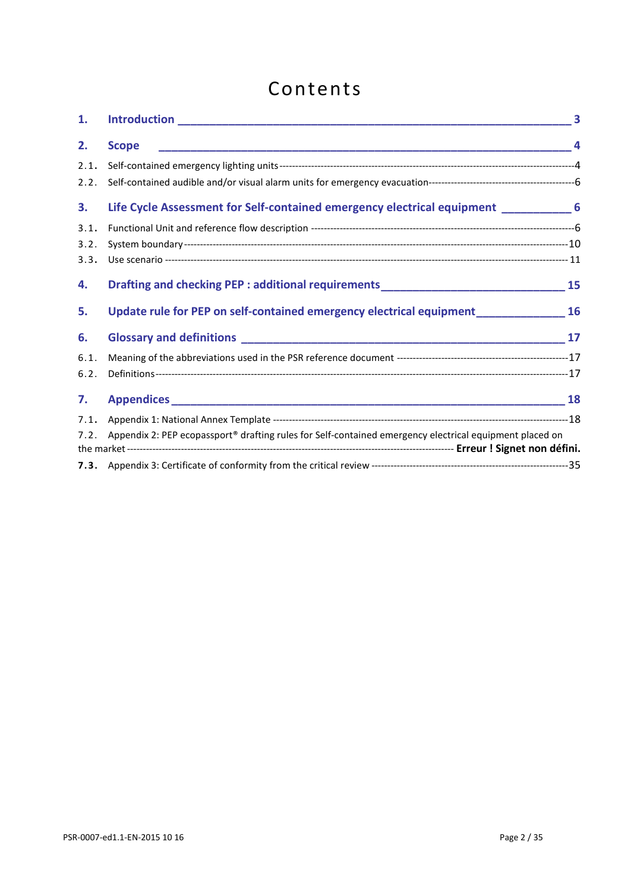# Contents

1. **Introduction** ____________________________________________________________ 3

2. **Scope** ____________________________________________________________ 4

   2.1. Self-contained emergency lighting units ---------------------------------------------------------------------------------------4

   2.2. Self-contained audible and/or visual alarm units for emergency evacuation-----------------------------------------------6

3. **Life Cycle Assessment for Self-contained emergency electrical equipment** __________ 6

   3.1. Functional Unit and reference flow description ---------------------------------------------------------------------------6

   3.2. System boundary--------------------------------------------------------------------------------------------------------------10

   3.3. Use scenario --------------------------------------------------------------------------------------------------------------- 11

4. **Drafting and checking PEP : additional requirements** ______________________________ 15

5. **Update rule for PEP on self-contained emergency electrical equipment** ______________ 16

6. **Glossary and definitions** ____________________________________________________ 17

   6.1. Meaning of the abbreviations used in the PSR reference document ----------------------------------------------------17

   6.2. Definitions---------------------------------------------------------------------------------------------------------------------17

7. **Appendices** ______________________________________________________________ 18

   7.1. Appendix 1: National Annex Template -------------------------------------------------------------------------------------18

   7.2. Appendix 2: PEP ecopassport® drafting rules for Self-contained emergency electrical equipment placed on the market ----------------------------------------------------------------------------------------------- **Erreur ! Signet non défini.**

   **7.3.** Appendix 3: Certificate of conformity from the critical review ------------------------------------------------------------35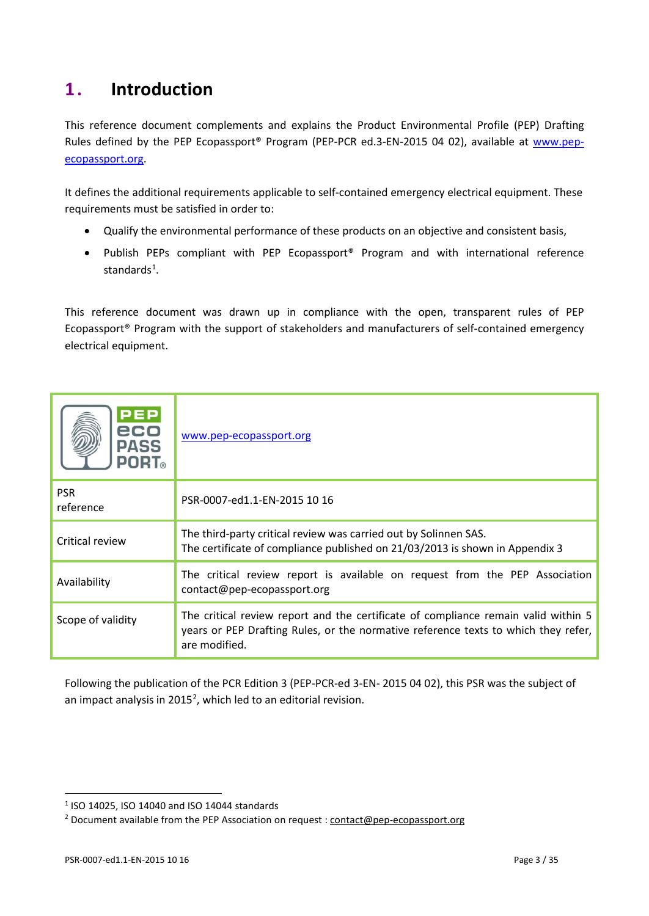# 1. Introduction

This reference document complements and explains the Product Environmental Profile (PEP) Drafting Rules defined by the PEP Ecopassport® Program (PEP-PCR ed.3-EN-2015 04 02), available at www.pep-ecopassport.org.

It defines the additional requirements applicable to self-contained emergency electrical equipment. These requirements must be satisfied in order to:

- Qualify the environmental performance of these products on an objective and consistent basis,
- Publish PEPs compliant with PEP Ecopassport® Program and with international reference standards[1].

This reference document was drawn up in compliance with the open, transparent rules of PEP Ecopassport® Program with the support of stakeholders and manufacturers of self-contained emergency electrical equipment.

| PEP eco PASS PORT® | www.pep-ecopassport.org |
|---|---|
| PSR reference | PSR-0007-ed1.1-EN-2015 10 16 |
| Critical review | The third-party critical review was carried out by Solinnen SAS.<br>The certificate of compliance published on 21/03/2013 is shown in Appendix 3 |
| Availability | The critical review report is available on request from the PEP Association contact@pep-ecopassport.org |
| Scope of validity | The critical review report and the certificate of compliance remain valid within 5 years or PEP Drafting Rules, or the normative reference texts to which they refer, are modified. |

Following the publication of the PCR Edition 3 (PEP-PCR-ed 3-EN- 2015 04 02), this PSR was the subject of an impact analysis in 2015[2], which led to an editorial revision.

[1] ISO 14025, ISO 14040 and ISO 14044 standards

[2] Document available from the PEP Association on request : contact@pep-ecopassport.org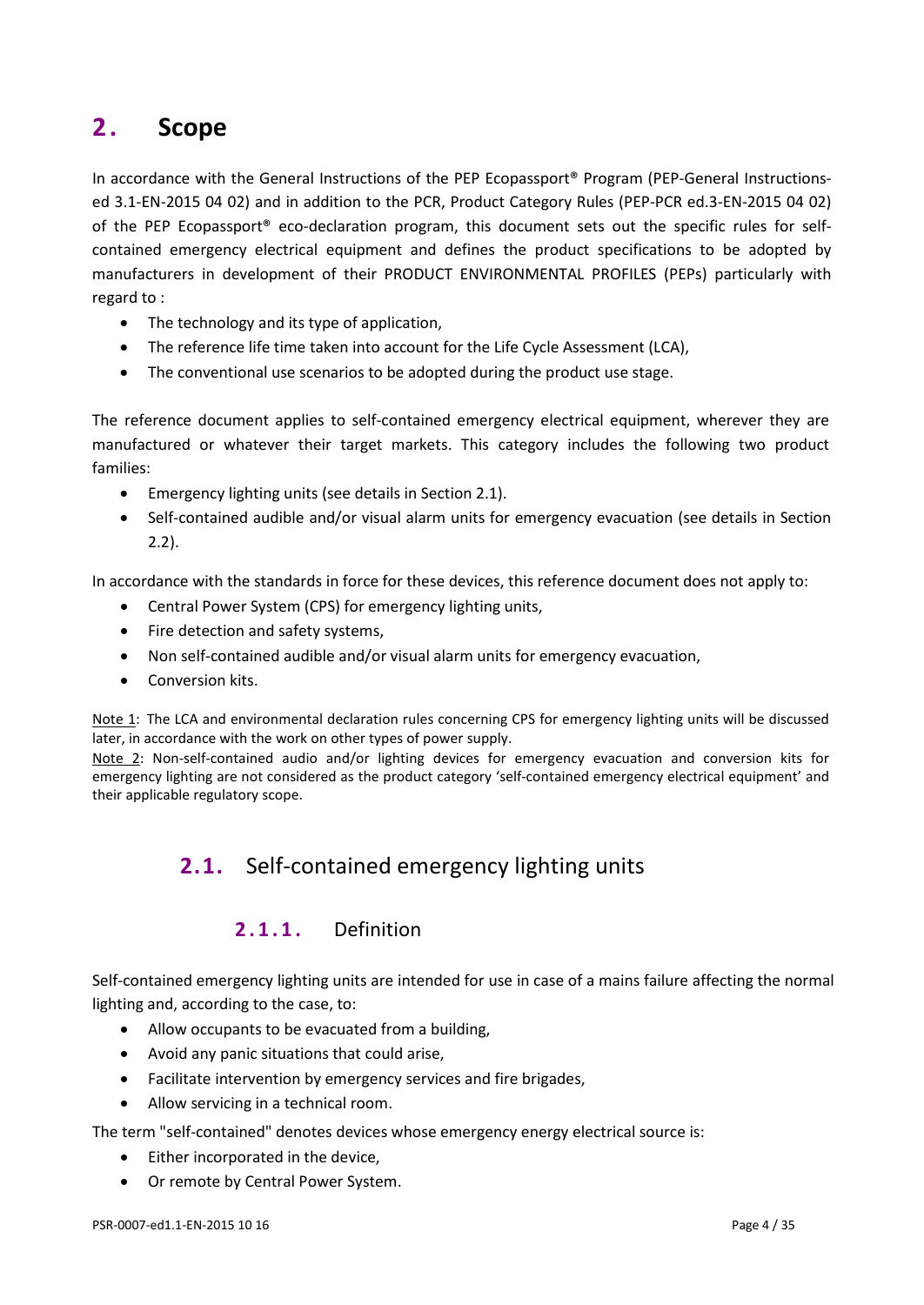# 2. Scope

In accordance with the General Instructions of the PEP Ecopassport® Program (PEP-General Instructions-ed 3.1-EN-2015 04 02) and in addition to the PCR, Product Category Rules (PEP-PCR ed.3-EN-2015 04 02) of the PEP Ecopassport® eco-declaration program, this document sets out the specific rules for self-contained emergency electrical equipment and defines the product specifications to be adopted by manufacturers in development of their PRODUCT ENVIRONMENTAL PROFILES (PEPs) particularly with regard to :

- The technology and its type of application,
- The reference life time taken into account for the Life Cycle Assessment (LCA),
- The conventional use scenarios to be adopted during the product use stage.

The reference document applies to self-contained emergency electrical equipment, wherever they are manufactured or whatever their target markets. This category includes the following two product families:

- Emergency lighting units (see details in Section 2.1).
- Self-contained audible and/or visual alarm units for emergency evacuation (see details in Section 2.2).

In accordance with the standards in force for these devices, this reference document does not apply to:

- Central Power System (CPS) for emergency lighting units,
- Fire detection and safety systems,
- Non self-contained audible and/or visual alarm units for emergency evacuation,
- Conversion kits.

Note 1: The LCA and environmental declaration rules concerning CPS for emergency lighting units will be discussed later, in accordance with the work on other types of power supply.

Note 2: Non-self-contained audio and/or lighting devices for emergency evacuation and conversion kits for emergency lighting are not considered as the product category 'self-contained emergency electrical equipment' and their applicable regulatory scope.

## 2.1. Self-contained emergency lighting units

### 2.1.1. Definition

Self-contained emergency lighting units are intended for use in case of a mains failure affecting the normal lighting and, according to the case, to:

- Allow occupants to be evacuated from a building,
- Avoid any panic situations that could arise,
- Facilitate intervention by emergency services and fire brigades,
- Allow servicing in a technical room.

The term "self-contained" denotes devices whose emergency energy electrical source is:

- Either incorporated in the device,
- Or remote by Central Power System.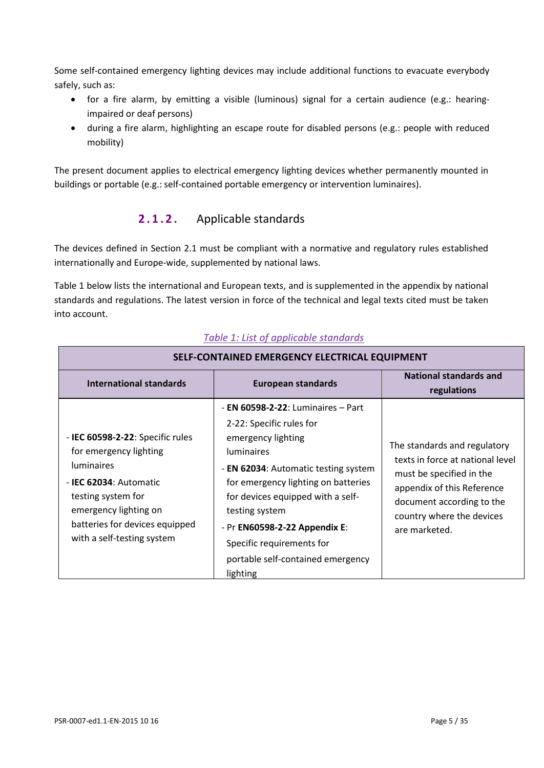Some self-contained emergency lighting devices may include additional functions to evacuate everybody safely, such as:

- for a fire alarm, by emitting a visible (luminous) signal for a certain audience (e.g.: hearing-impaired or deaf persons)
- during a fire alarm, highlighting an escape route for disabled persons (e.g.: people with reduced mobility)

The present document applies to electrical emergency lighting devices whether permanently mounted in buildings or portable (e.g.: self-contained portable emergency or intervention luminaires).

### 2.1.2. Applicable standards

The devices defined in Section 2.1 must be compliant with a normative and regulatory rules established internationally and Europe-wide, supplemented by national laws.

Table 1 below lists the international and European texts, and is supplemented in the appendix by national standards and regulations. The latest version in force of the technical and legal texts cited must be taken into account.

*Table 1: List of applicable standards*

| SELF-CONTAINED EMERGENCY ELECTRICAL EQUIPMENT | | |
|---|---|---|
| **International standards** | **European standards** | **National standards and regulations** |
| - **IEC 60598-2-22**: Specific rules for emergency lighting luminaires<br>- **IEC 62034**: Automatic testing system for emergency lighting on batteries for devices equipped with a self-testing system | - **EN 60598-2-22**: Luminaires – Part 2-22: Specific rules for emergency lighting luminaires<br>- **EN 62034**: Automatic testing system for emergency lighting on batteries for devices equipped with a self-testing system<br>- Pr **EN60598-2-22 Appendix E**: Specific requirements for portable self-contained emergency lighting | The standards and regulatory texts in force at national level must be specified in the appendix of this Reference document according to the country where the devices are marketed. |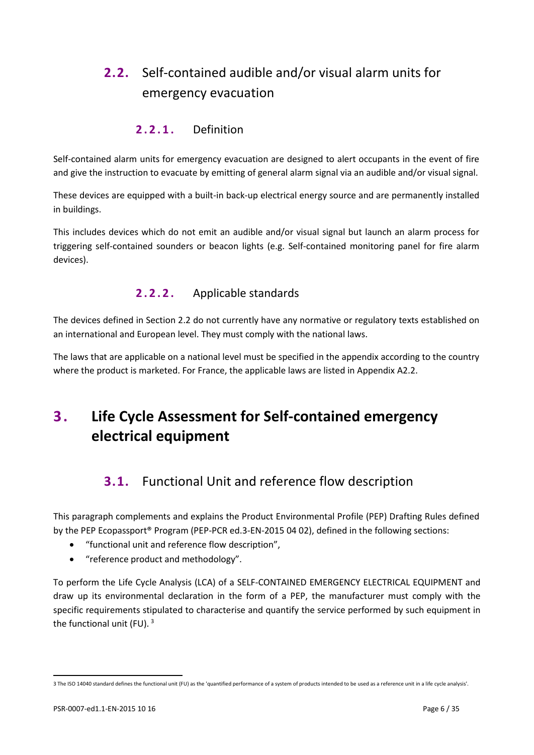## 2.2. Self-contained audible and/or visual alarm units for emergency evacuation

### 2.2.1. Definition

Self-contained alarm units for emergency evacuation are designed to alert occupants in the event of fire and give the instruction to evacuate by emitting of general alarm signal via an audible and/or visual signal.

These devices are equipped with a built-in back-up electrical energy source and are permanently installed in buildings.

This includes devices which do not emit an audible and/or visual signal but launch an alarm process for triggering self-contained sounders or beacon lights (e.g. Self-contained monitoring panel for fire alarm devices).

### 2.2.2. Applicable standards

The devices defined in Section 2.2 do not currently have any normative or regulatory texts established on an international and European level. They must comply with the national laws.

The laws that are applicable on a national level must be specified in the appendix according to the country where the product is marketed. For France, the applicable laws are listed in Appendix A2.2.

# 3. Life Cycle Assessment for Self-contained emergency electrical equipment

## 3.1. Functional Unit and reference flow description

This paragraph complements and explains the Product Environmental Profile (PEP) Drafting Rules defined by the PEP Ecopassport® Program (PEP-PCR ed.3-EN-2015 04 02), defined in the following sections:

- "functional unit and reference flow description",
- "reference product and methodology".

To perform the Life Cycle Analysis (LCA) of a SELF-CONTAINED EMERGENCY ELECTRICAL EQUIPMENT and draw up its environmental declaration in the form of a PEP, the manufacturer must comply with the specific requirements stipulated to characterise and quantify the service performed by such equipment in the functional unit (FU). [3]

[3] The ISO 14040 standard defines the functional unit (FU) as the 'quantified performance of a system of products intended to be used as a reference unit in a life cycle analysis'.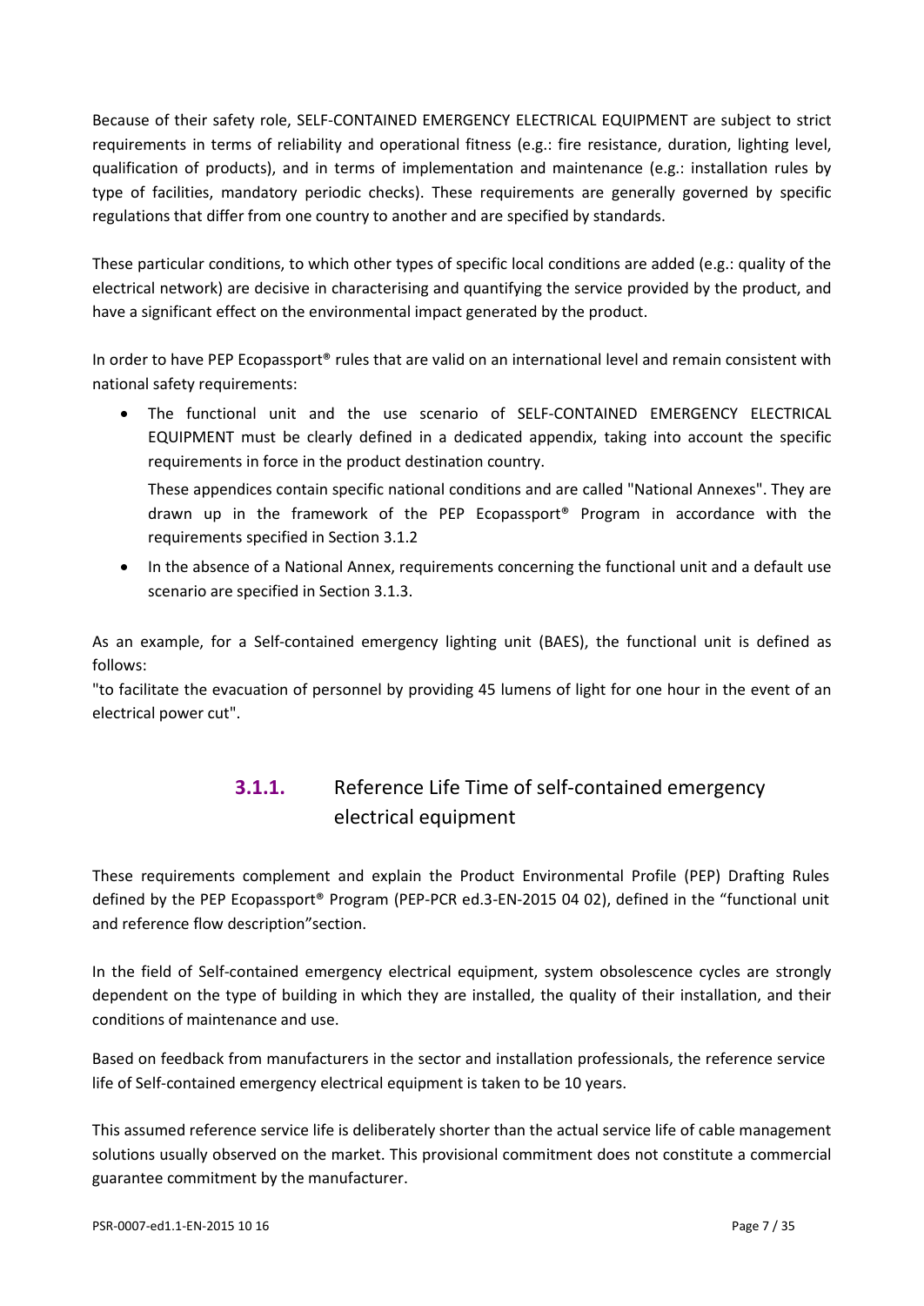Because of their safety role, SELF-CONTAINED EMERGENCY ELECTRICAL EQUIPMENT are subject to strict requirements in terms of reliability and operational fitness (e.g.: fire resistance, duration, lighting level, qualification of products), and in terms of implementation and maintenance (e.g.: installation rules by type of facilities, mandatory periodic checks). These requirements are generally governed by specific regulations that differ from one country to another and are specified by standards.

These particular conditions, to which other types of specific local conditions are added (e.g.: quality of the electrical network) are decisive in characterising and quantifying the service provided by the product, and have a significant effect on the environmental impact generated by the product.

In order to have PEP Ecopassport® rules that are valid on an international level and remain consistent with national safety requirements:

- The functional unit and the use scenario of SELF-CONTAINED EMERGENCY ELECTRICAL EQUIPMENT must be clearly defined in a dedicated appendix, taking into account the specific requirements in force in the product destination country.

  These appendices contain specific national conditions and are called "National Annexes". They are drawn up in the framework of the PEP Ecopassport® Program in accordance with the requirements specified in Section 3.1.2
- In the absence of a National Annex, requirements concerning the functional unit and a default use scenario are specified in Section 3.1.3.

As an example, for a Self-contained emergency lighting unit (BAES), the functional unit is defined as follows:
"to facilitate the evacuation of personnel by providing 45 lumens of light for one hour in the event of an electrical power cut".

### 3.1.1. Reference Life Time of self-contained emergency electrical equipment

These requirements complement and explain the Product Environmental Profile (PEP) Drafting Rules defined by the PEP Ecopassport® Program (PEP-PCR ed.3-EN-2015 04 02), defined in the “functional unit and reference flow description”section.

In the field of Self-contained emergency electrical equipment, system obsolescence cycles are strongly dependent on the type of building in which they are installed, the quality of their installation, and their conditions of maintenance and use.

Based on feedback from manufacturers in the sector and installation professionals, the reference service life of Self-contained emergency electrical equipment is taken to be 10 years.

This assumed reference service life is deliberately shorter than the actual service life of cable management solutions usually observed on the market. This provisional commitment does not constitute a commercial guarantee commitment by the manufacturer.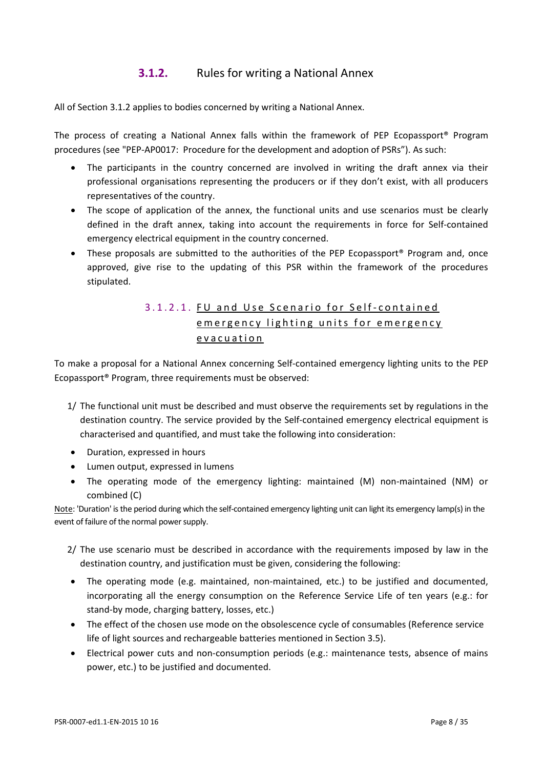### 3.1.2. Rules for writing a National Annex

All of Section 3.1.2 applies to bodies concerned by writing a National Annex.

The process of creating a National Annex falls within the framework of PEP Ecopassport® Program procedures (see "PEP-AP0017: Procedure for the development and adoption of PSRs"). As such:

- The participants in the country concerned are involved in writing the draft annex via their professional organisations representing the producers or if they don't exist, with all producers representatives of the country.
- The scope of application of the annex, the functional units and use scenarios must be clearly defined in the draft annex, taking into account the requirements in force for Self-contained emergency electrical equipment in the country concerned.
- These proposals are submitted to the authorities of the PEP Ecopassport® Program and, once approved, give rise to the updating of this PSR within the framework of the procedures stipulated.

#### 3.1.2.1. FU and Use Scenario for Self-contained emergency lighting units for emergency evacuation

To make a proposal for a National Annex concerning Self-contained emergency lighting units to the PEP Ecopassport® Program, three requirements must be observed:

1/ The functional unit must be described and must observe the requirements set by regulations in the destination country. The service provided by the Self-contained emergency electrical equipment is characterised and quantified, and must take the following into consideration:

- Duration, expressed in hours
- Lumen output, expressed in lumens
- The operating mode of the emergency lighting: maintained (M) non-maintained (NM) or combined (C)

Note: 'Duration' is the period during which the self-contained emergency lighting unit can light its emergency lamp(s) in the event of failure of the normal power supply.

2/ The use scenario must be described in accordance with the requirements imposed by law in the destination country, and justification must be given, considering the following:

- The operating mode (e.g. maintained, non-maintained, etc.) to be justified and documented, incorporating all the energy consumption on the Reference Service Life of ten years (e.g.: for stand-by mode, charging battery, losses, etc.)
- The effect of the chosen use mode on the obsolescence cycle of consumables (Reference service life of light sources and rechargeable batteries mentioned in Section 3.5).
- Electrical power cuts and non-consumption periods (e.g.: maintenance tests, absence of mains power, etc.) to be justified and documented.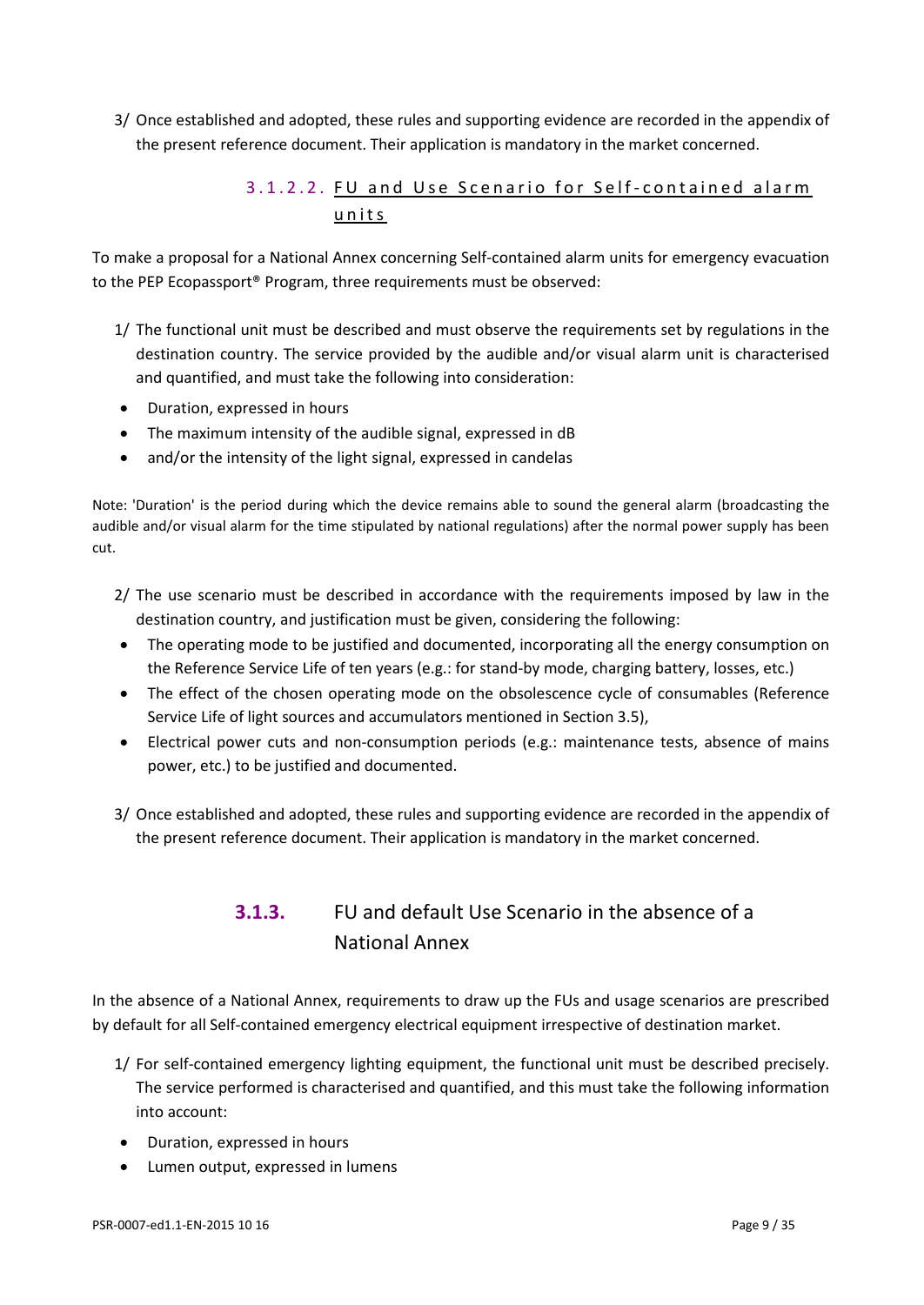3/ Once established and adopted, these rules and supporting evidence are recorded in the appendix of the present reference document. Their application is mandatory in the market concerned.

#### 3.1.2.2. FU and Use Scenario for Self-contained alarm units

To make a proposal for a National Annex concerning Self-contained alarm units for emergency evacuation to the PEP Ecopassport® Program, three requirements must be observed:

1/ The functional unit must be described and must observe the requirements set by regulations in the destination country. The service provided by the audible and/or visual alarm unit is characterised and quantified, and must take the following into consideration:

- Duration, expressed in hours
- The maximum intensity of the audible signal, expressed in dB
- and/or the intensity of the light signal, expressed in candelas

Note: 'Duration' is the period during which the device remains able to sound the general alarm (broadcasting the audible and/or visual alarm for the time stipulated by national regulations) after the normal power supply has been cut.

2/ The use scenario must be described in accordance with the requirements imposed by law in the destination country, and justification must be given, considering the following:

- The operating mode to be justified and documented, incorporating all the energy consumption on the Reference Service Life of ten years (e.g.: for stand-by mode, charging battery, losses, etc.)
- The effect of the chosen operating mode on the obsolescence cycle of consumables (Reference Service Life of light sources and accumulators mentioned in Section 3.5),
- Electrical power cuts and non-consumption periods (e.g.: maintenance tests, absence of mains power, etc.) to be justified and documented.

3/ Once established and adopted, these rules and supporting evidence are recorded in the appendix of the present reference document. Their application is mandatory in the market concerned.

### 3.1.3. FU and default Use Scenario in the absence of a National Annex

In the absence of a National Annex, requirements to draw up the FUs and usage scenarios are prescribed by default for all Self-contained emergency electrical equipment irrespective of destination market.

1/ For self-contained emergency lighting equipment, the functional unit must be described precisely. The service performed is characterised and quantified, and this must take the following information into account:

- Duration, expressed in hours
- Lumen output, expressed in lumens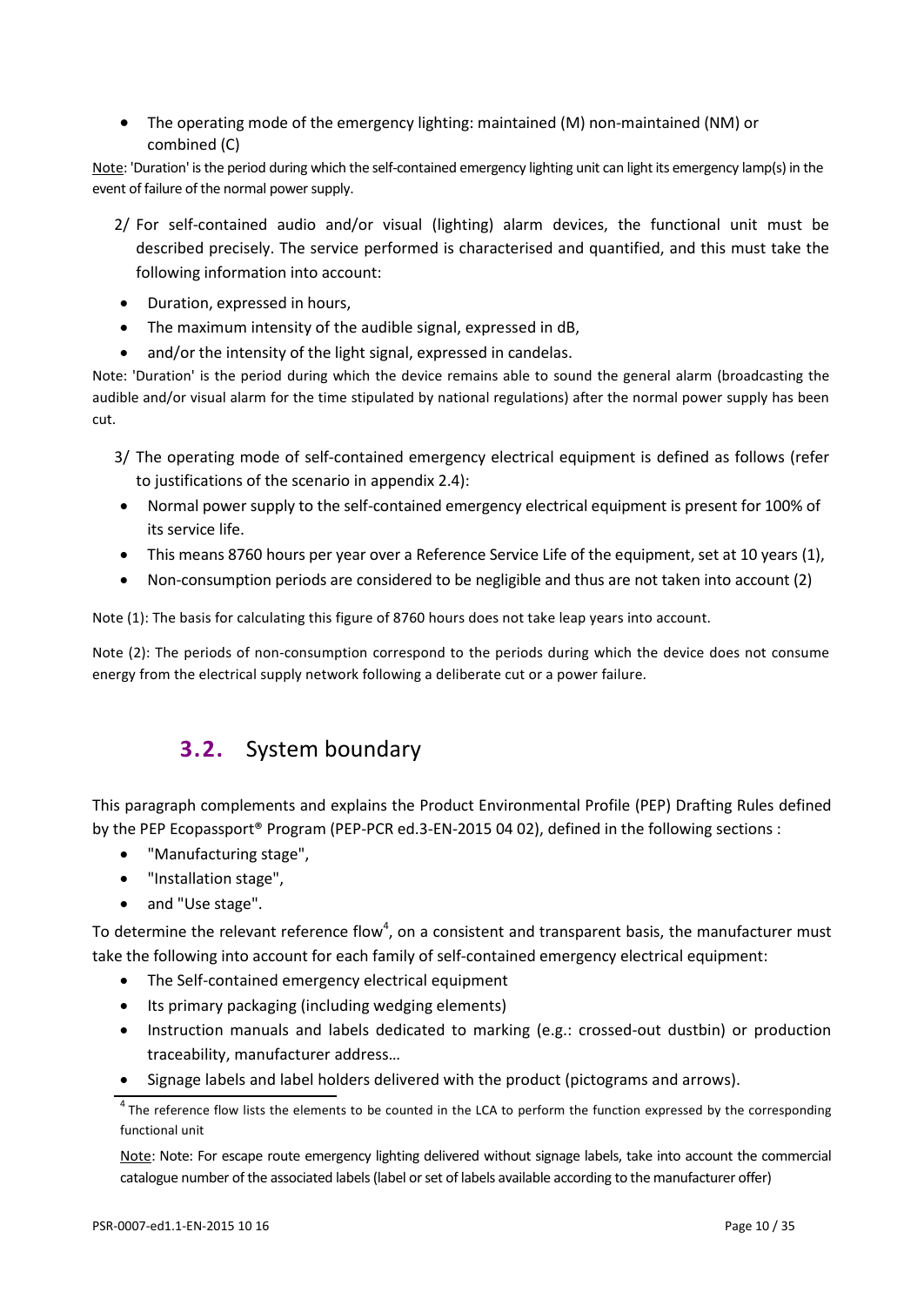- The operating mode of the emergency lighting: maintained (M) non-maintained (NM) or combined (C)

Note: 'Duration' is the period during which the self-contained emergency lighting unit can light its emergency lamp(s) in the event of failure of the normal power supply.

2/ For self-contained audio and/or visual (lighting) alarm devices, the functional unit must be described precisely. The service performed is characterised and quantified, and this must take the following information into account:

- Duration, expressed in hours,
- The maximum intensity of the audible signal, expressed in dB,
- and/or the intensity of the light signal, expressed in candelas.

Note: 'Duration' is the period during which the device remains able to sound the general alarm (broadcasting the audible and/or visual alarm for the time stipulated by national regulations) after the normal power supply has been cut.

3/ The operating mode of self-contained emergency electrical equipment is defined as follows (refer to justifications of the scenario in appendix 2.4):

- Normal power supply to the self-contained emergency electrical equipment is present for 100% of its service life.
- This means 8760 hours per year over a Reference Service Life of the equipment, set at 10 years (1),
- Non-consumption periods are considered to be negligible and thus are not taken into account (2)

Note (1): The basis for calculating this figure of 8760 hours does not take leap years into account.

Note (2): The periods of non-consumption correspond to the periods during which the device does not consume energy from the electrical supply network following a deliberate cut or a power failure.

## 3.2. System boundary

This paragraph complements and explains the Product Environmental Profile (PEP) Drafting Rules defined by the PEP Ecopassport® Program (PEP-PCR ed.3-EN-2015 04 02), defined in the following sections :

- "Manufacturing stage",
- "Installation stage",
- and "Use stage".

To determine the relevant reference flow[4], on a consistent and transparent basis, the manufacturer must take the following into account for each family of self-contained emergency electrical equipment:

- The Self-contained emergency electrical equipment
- Its primary packaging (including wedging elements)
- Instruction manuals and labels dedicated to marking (e.g.: crossed-out dustbin) or production traceability, manufacturer address…
- Signage labels and label holders delivered with the product (pictograms and arrows).

[4] The reference flow lists the elements to be counted in the LCA to perform the function expressed by the corresponding functional unit

Note: Note: For escape route emergency lighting delivered without signage labels, take into account the commercial catalogue number of the associated labels (label or set of labels available according to the manufacturer offer)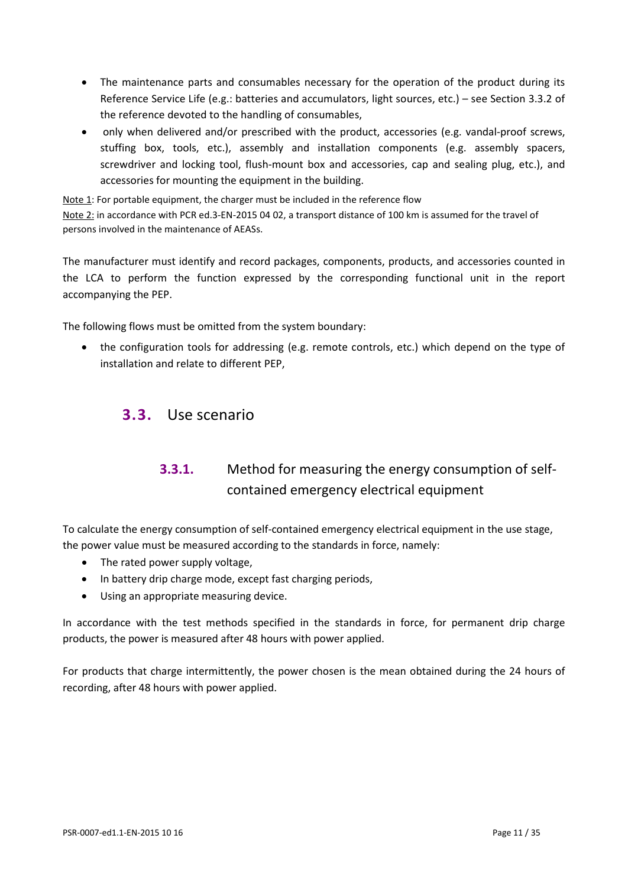- The maintenance parts and consumables necessary for the operation of the product during its Reference Service Life (e.g.: batteries and accumulators, light sources, etc.) – see Section 3.3.2 of the reference devoted to the handling of consumables,
- only when delivered and/or prescribed with the product, accessories (e.g. vandal-proof screws, stuffing box, tools, etc.), assembly and installation components (e.g. assembly spacers, screwdriver and locking tool, flush-mount box and accessories, cap and sealing plug, etc.), and accessories for mounting the equipment in the building.

Note 1: For portable equipment, the charger must be included in the reference flow

Note 2: in accordance with PCR ed.3-EN-2015 04 02, a transport distance of 100 km is assumed for the travel of persons involved in the maintenance of AEASs.

The manufacturer must identify and record packages, components, products, and accessories counted in the LCA to perform the function expressed by the corresponding functional unit in the report accompanying the PEP.

The following flows must be omitted from the system boundary:

- the configuration tools for addressing (e.g. remote controls, etc.) which depend on the type of installation and relate to different PEP,

## 3.3. Use scenario

### 3.3.1. Method for measuring the energy consumption of self-contained emergency electrical equipment

To calculate the energy consumption of self-contained emergency electrical equipment in the use stage, the power value must be measured according to the standards in force, namely:

- The rated power supply voltage,
- In battery drip charge mode, except fast charging periods,
- Using an appropriate measuring device.

In accordance with the test methods specified in the standards in force, for permanent drip charge products, the power is measured after 48 hours with power applied.

For products that charge intermittently, the power chosen is the mean obtained during the 24 hours of recording, after 48 hours with power applied.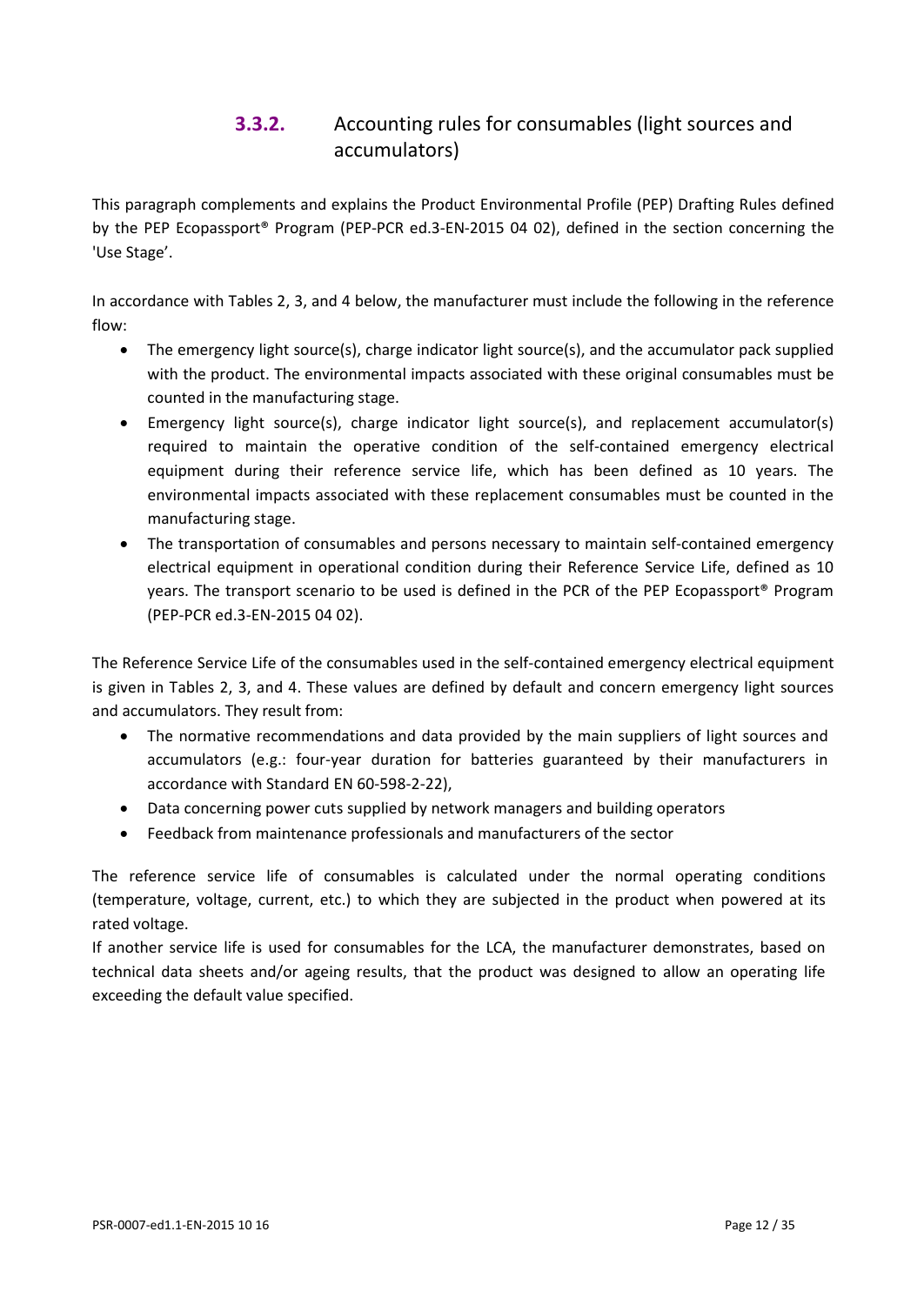### 3.3.2. Accounting rules for consumables (light sources and accumulators)

This paragraph complements and explains the Product Environmental Profile (PEP) Drafting Rules defined by the PEP Ecopassport® Program (PEP-PCR ed.3-EN-2015 04 02), defined in the section concerning the 'Use Stage'.

In accordance with Tables 2, 3, and 4 below, the manufacturer must include the following in the reference flow:

- The emergency light source(s), charge indicator light source(s), and the accumulator pack supplied with the product. The environmental impacts associated with these original consumables must be counted in the manufacturing stage.
- Emergency light source(s), charge indicator light source(s), and replacement accumulator(s) required to maintain the operative condition of the self-contained emergency electrical equipment during their reference service life, which has been defined as 10 years. The environmental impacts associated with these replacement consumables must be counted in the manufacturing stage.
- The transportation of consumables and persons necessary to maintain self-contained emergency electrical equipment in operational condition during their Reference Service Life, defined as 10 years. The transport scenario to be used is defined in the PCR of the PEP Ecopassport® Program (PEP-PCR ed.3-EN-2015 04 02).

The Reference Service Life of the consumables used in the self-contained emergency electrical equipment is given in Tables 2, 3, and 4. These values are defined by default and concern emergency light sources and accumulators. They result from:

- The normative recommendations and data provided by the main suppliers of light sources and accumulators (e.g.: four-year duration for batteries guaranteed by their manufacturers in accordance with Standard EN 60-598-2-22),
- Data concerning power cuts supplied by network managers and building operators
- Feedback from maintenance professionals and manufacturers of the sector

The reference service life of consumables is calculated under the normal operating conditions (temperature, voltage, current, etc.) to which they are subjected in the product when powered at its rated voltage.

If another service life is used for consumables for the LCA, the manufacturer demonstrates, based on technical data sheets and/or ageing results, that the product was designed to allow an operating life exceeding the default value specified.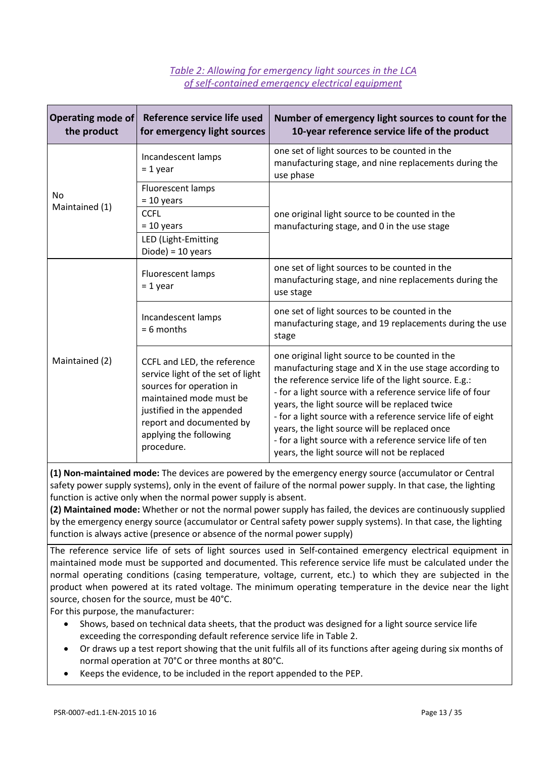*Table 2: Allowing for emergency light sources in the LCA of self-contained emergency electrical equipment*

| Operating mode of the product | Reference service life used for emergency light sources | Number of emergency light sources to count for the 10-year reference service life of the product |
|---|---|---|
| No Maintained (1) | Incandescent lamps = 1 year | one set of light sources to be counted in the manufacturing stage, and nine replacements during the use phase |
| | Fluorescent lamps = 10 years | one original light source to be counted in the manufacturing stage, and 0 in the use stage |
| | CCFL = 10 years | |
| | LED (Light-Emitting Diode) = 10 years | |
| Maintained (2) | Fluorescent lamps = 1 year | one set of light sources to be counted in the manufacturing stage, and nine replacements during the use stage |
| | Incandescent lamps = 6 months | one set of light sources to be counted in the manufacturing stage, and 19 replacements during the use stage |
| | CCFL and LED, the reference service light of the set of light sources for operation in maintained mode must be justified in the appended report and documented by applying the following procedure. | one original light source to be counted in the manufacturing stage and X in the use stage according to the reference service life of the light source. E.g.:<br>- for a light source with a reference service life of four years, the light source will be replaced twice<br>- for a light source with a reference service life of eight years, the light source will be replaced once<br>- for a light source with a reference service life of ten years, the light source will not be replaced |

**(1) Non-maintained mode:** The devices are powered by the emergency energy source (accumulator or Central safety power supply systems), only in the event of failure of the normal power supply. In that case, the lighting function is active only when the normal power supply is absent.
**(2) Maintained mode:** Whether or not the normal power supply has failed, the devices are continuously supplied by the emergency energy source (accumulator or Central safety power supply systems). In that case, the lighting function is always active (presence or absence of the normal power supply)

The reference service life of sets of light sources used in Self-contained emergency electrical equipment in maintained mode must be supported and documented. This reference service life must be calculated under the normal operating conditions (casing temperature, voltage, current, etc.) to which they are subjected in the product when powered at its rated voltage. The minimum operating temperature in the device near the light source, chosen for the source, must be 40°C.
For this purpose, the manufacturer:

- Shows, based on technical data sheets, that the product was designed for a light source service life exceeding the corresponding default reference service life in Table 2.
- Or draws up a test report showing that the unit fulfils all of its functions after ageing during six months of normal operation at 70°C or three months at 80°C.
- Keeps the evidence, to be included in the report appended to the PEP.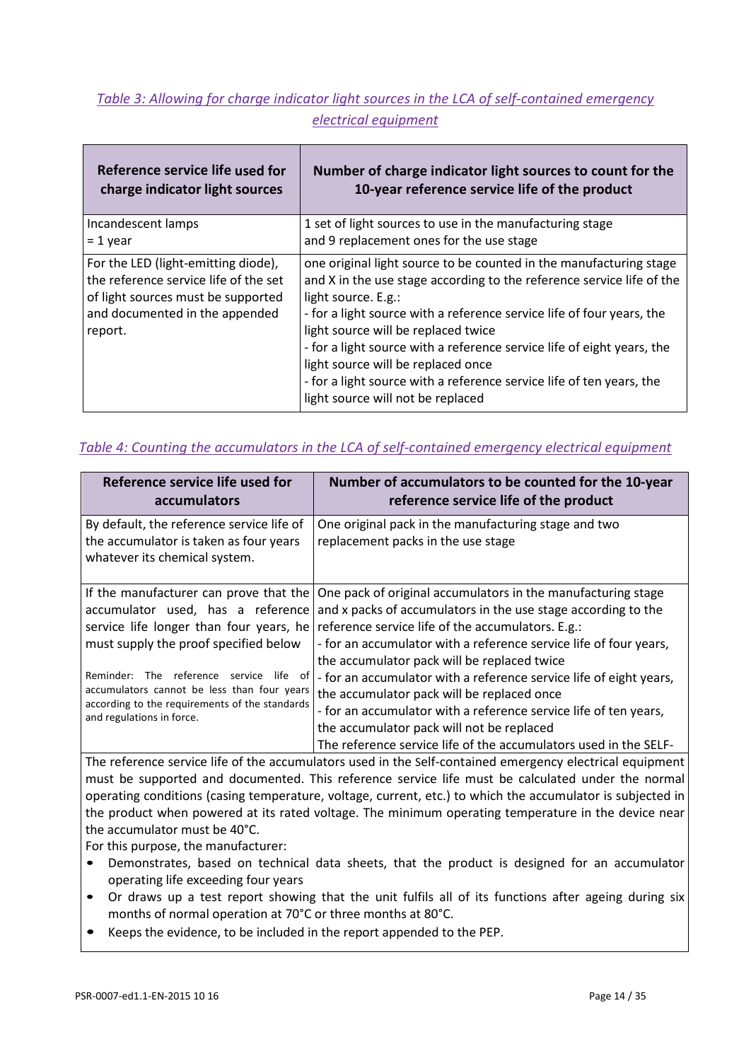*Table 3: Allowing for charge indicator light sources in the LCA of self-contained emergency electrical equipment*

| Reference service life used for charge indicator light sources | Number of charge indicator light sources to count for the 10-year reference service life of the product |
|---|---|
| Incandescent lamps<br>= 1 year | 1 set of light sources to use in the manufacturing stage and 9 replacement ones for the use stage |
| For the LED (light-emitting diode), the reference service life of the set of light sources must be supported and documented in the appended report. | one original light source to be counted in the manufacturing stage and X in the use stage according to the reference service life of the light source. E.g.:<br>- for a light source with a reference service life of four years, the light source will be replaced twice<br>- for a light source with a reference service life of eight years, the light source will be replaced once<br>- for a light source with a reference service life of ten years, the light source will not be replaced |

*Table 4: Counting the accumulators in the LCA of self-contained emergency electrical equipment*

| Reference service life used for accumulators | Number of accumulators to be counted for the 10-year reference service life of the product |
|---|---|
| By default, the reference service life of the accumulator is taken as four years whatever its chemical system. | One original pack in the manufacturing stage and two replacement packs in the use stage |
| If the manufacturer can prove that the accumulator used, has a reference service life longer than four years, he must supply the proof specified below<br><br>Reminder: The reference service life of accumulators cannot be less than four years according to the requirements of the standards and regulations in force. | One pack of original accumulators in the manufacturing stage and x packs of accumulators in the use stage according to the reference service life of the accumulators. E.g.:<br>- for an accumulator with a reference service life of four years, the accumulator pack will be replaced twice<br>- for an accumulator with a reference service life of eight years, the accumulator pack will be replaced once<br>- for an accumulator with a reference service life of ten years, the accumulator pack will not be replaced<br>The reference service life of the accumulators used in the SELF- |
| The reference service life of the accumulators used in the Self-contained emergency electrical equipment must be supported and documented. This reference service life must be calculated under the normal operating conditions (casing temperature, voltage, current, etc.) to which the accumulator is subjected in the product when powered at its rated voltage. The minimum operating temperature in the device near the accumulator must be 40°C.<br>For this purpose, the manufacturer:<br>• Demonstrates, based on technical data sheets, that the product is designed for an accumulator operating life exceeding four years<br>• Or draws up a test report showing that the unit fulfils all of its functions after ageing during six months of normal operation at 70°C or three months at 80°C.<br>• Keeps the evidence, to be included in the report appended to the PEP. | |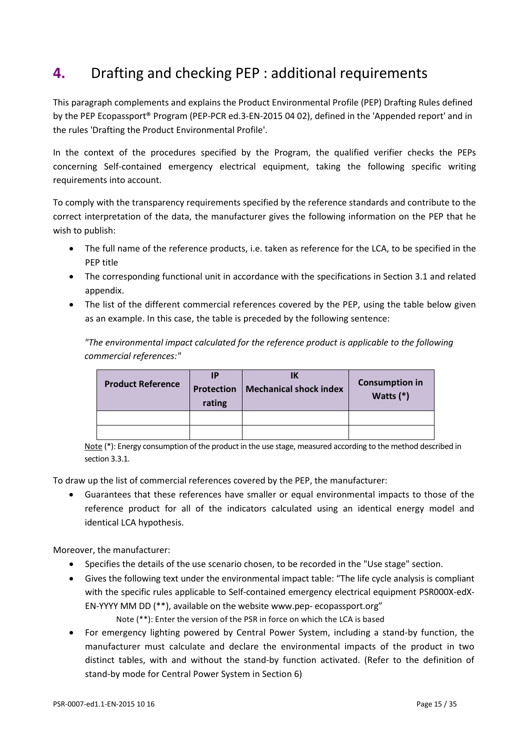# **4.** Drafting and checking PEP : additional requirements

This paragraph complements and explains the Product Environmental Profile (PEP) Drafting Rules defined by the PEP Ecopassport® Program (PEP-PCR ed.3-EN-2015 04 02), defined in the 'Appended report' and in the rules 'Drafting the Product Environmental Profile'.

In the context of the procedures specified by the Program, the qualified verifier checks the PEPs concerning Self-contained emergency electrical equipment, taking the following specific writing requirements into account.

To comply with the transparency requirements specified by the reference standards and contribute to the correct interpretation of the data, the manufacturer gives the following information on the PEP that he wish to publish:

- The full name of the reference products, i.e. taken as reference for the LCA, to be specified in the PEP title
- The corresponding functional unit in accordance with the specifications in Section 3.1 and related appendix.
- The list of the different commercial references covered by the PEP, using the table below given as an example. In this case, the table is preceded by the following sentence:

  *"The environmental impact calculated for the reference product is applicable to the following commercial references:"*

| Product Reference | IP Protection rating | IK Mechanical shock index | Consumption in Watts (*) |
|---|---|---|---|
| | | | |
| | | | |

Note (*): Energy consumption of the product in the use stage, measured according to the method described in section 3.3.1.

To draw up the list of commercial references covered by the PEP, the manufacturer:

- Guarantees that these references have smaller or equal environmental impacts to those of the reference product for all of the indicators calculated using an identical energy model and identical LCA hypothesis.

Moreover, the manufacturer:

- Specifies the details of the use scenario chosen, to be recorded in the "Use stage" section.
- Gives the following text under the environmental impact table: "The life cycle analysis is compliant with the specific rules applicable to Self-contained emergency electrical equipment PSR000X-edX-EN-YYYY MM DD (**), available on the website www.pep- ecopassport.org"

  Note (**): Enter the version of the PSR in force on which the LCA is based
- For emergency lighting powered by Central Power System, including a stand-by function, the manufacturer must calculate and declare the environmental impacts of the product in two distinct tables, with and without the stand-by function activated. (Refer to the definition of stand-by mode for Central Power System in Section 6)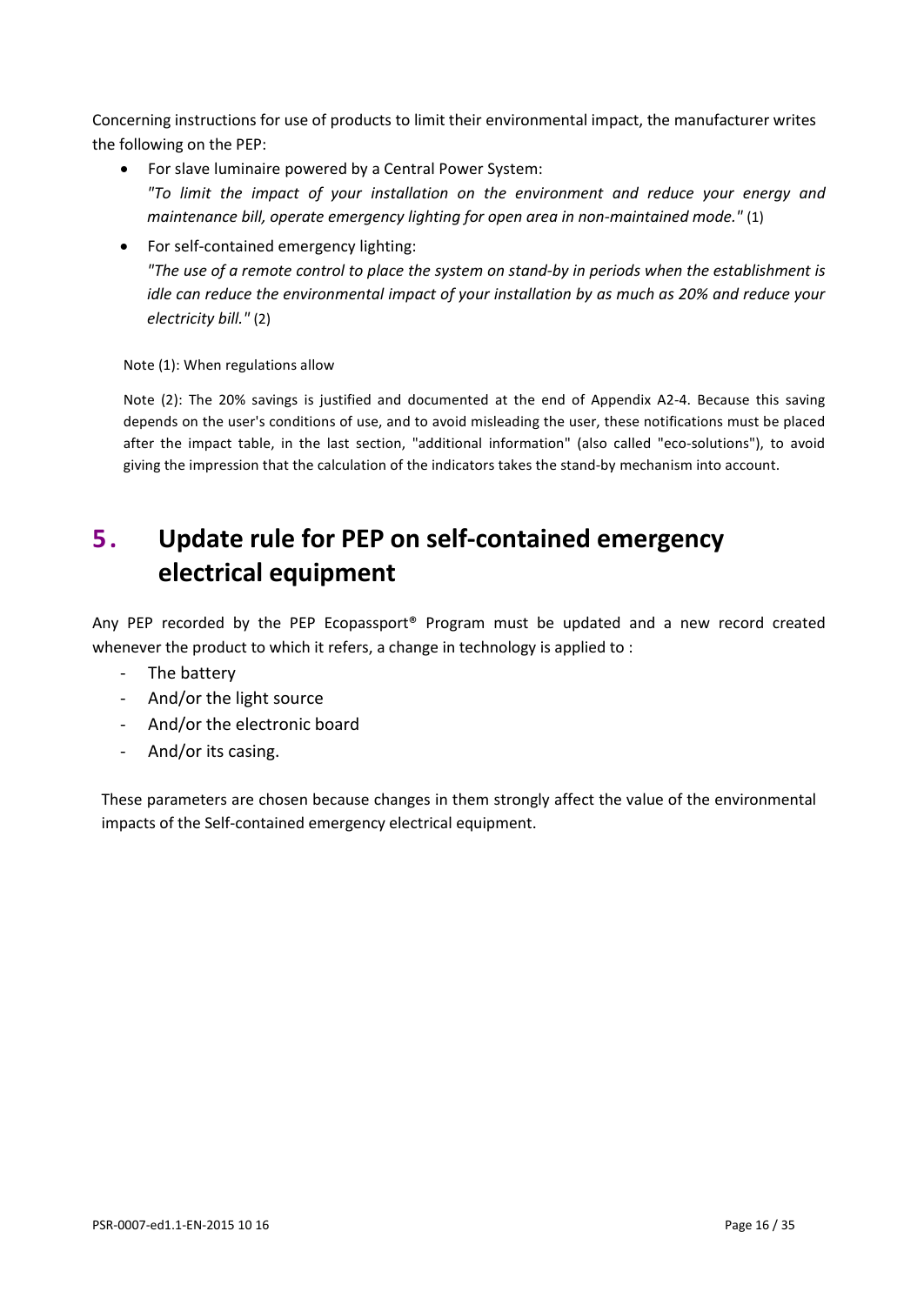Concerning instructions for use of products to limit their environmental impact, the manufacturer writes the following on the PEP:

- For slave luminaire powered by a Central Power System:
  *"To limit the impact of your installation on the environment and reduce your energy and maintenance bill, operate emergency lighting for open area in non-maintained mode."* (1)
- For self-contained emergency lighting:
  *"The use of a remote control to place the system on stand-by in periods when the establishment is idle can reduce the environmental impact of your installation by as much as 20% and reduce your electricity bill."* (2)

Note (1): When regulations allow

Note (2): The 20% savings is justified and documented at the end of Appendix A2-4. Because this saving depends on the user's conditions of use, and to avoid misleading the user, these notifications must be placed after the impact table, in the last section, "additional information" (also called "eco-solutions"), to avoid giving the impression that the calculation of the indicators takes the stand-by mechanism into account.

# 5. Update rule for PEP on self-contained emergency electrical equipment

Any PEP recorded by the PEP Ecopassport® Program must be updated and a new record created whenever the product to which it refers, a change in technology is applied to :

- The battery
- And/or the light source
- And/or the electronic board
- And/or its casing.

These parameters are chosen because changes in them strongly affect the value of the environmental impacts of the Self-contained emergency electrical equipment.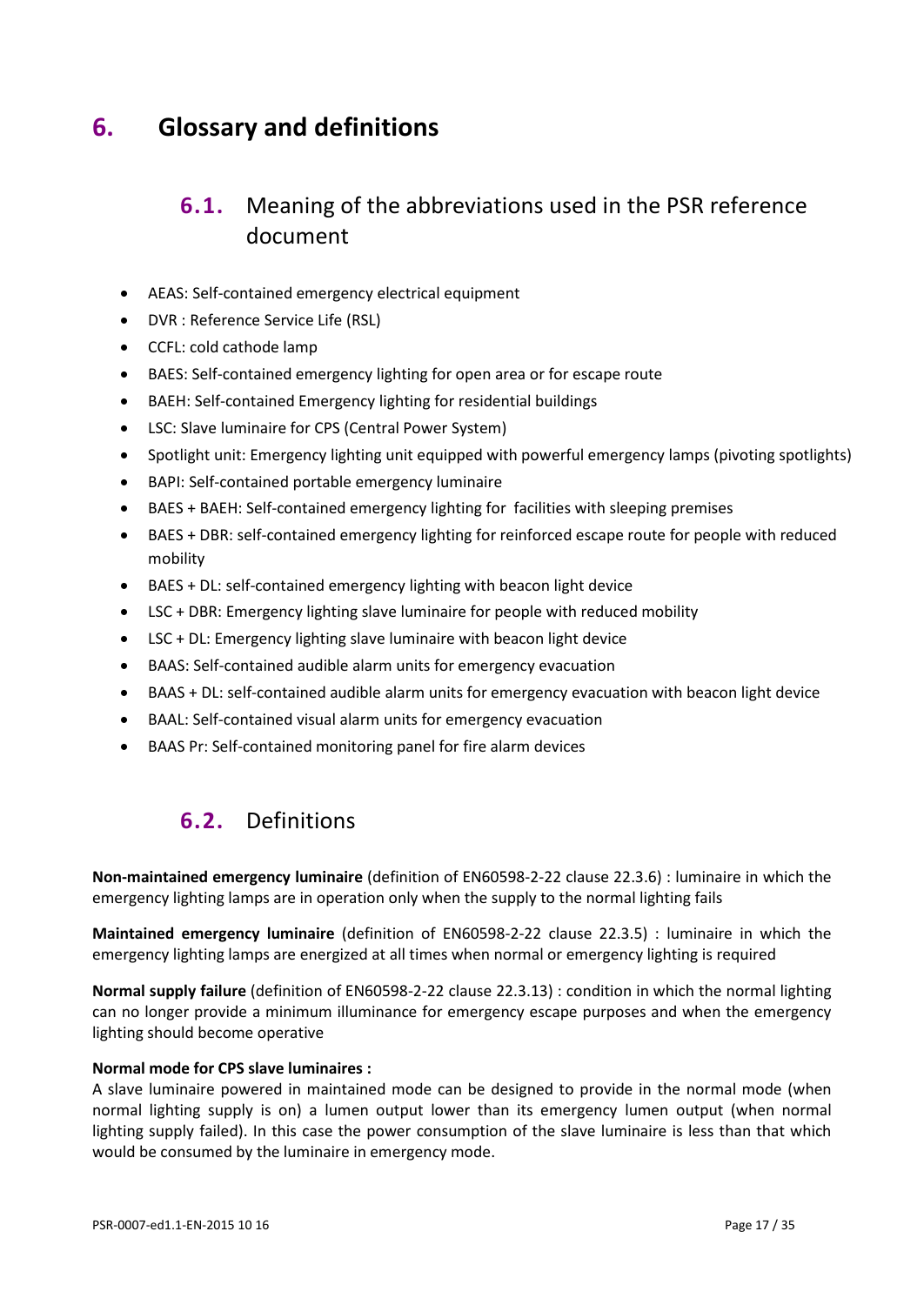# 6. Glossary and definitions

## 6.1. Meaning of the abbreviations used in the PSR reference document

- AEAS: Self-contained emergency electrical equipment
- DVR : Reference Service Life (RSL)
- CCFL: cold cathode lamp
- BAES: Self-contained emergency lighting for open area or for escape route
- BAEH: Self-contained Emergency lighting for residential buildings
- LSC: Slave luminaire for CPS (Central Power System)
- Spotlight unit: Emergency lighting unit equipped with powerful emergency lamps (pivoting spotlights)
- BAPI: Self-contained portable emergency luminaire
- BAES + BAEH: Self-contained emergency lighting for facilities with sleeping premises
- BAES + DBR: self-contained emergency lighting for reinforced escape route for people with reduced mobility
- BAES + DL: self-contained emergency lighting with beacon light device
- LSC + DBR: Emergency lighting slave luminaire for people with reduced mobility
- LSC + DL: Emergency lighting slave luminaire with beacon light device
- BAAS: Self-contained audible alarm units for emergency evacuation
- BAAS + DL: self-contained audible alarm units for emergency evacuation with beacon light device
- BAAL: Self-contained visual alarm units for emergency evacuation
- BAAS Pr: Self-contained monitoring panel for fire alarm devices

## 6.2. Definitions

**Non-maintained emergency luminaire** (definition of EN60598-2-22 clause 22.3.6) : luminaire in which the emergency lighting lamps are in operation only when the supply to the normal lighting fails

**Maintained emergency luminaire** (definition of EN60598-2-22 clause 22.3.5) : luminaire in which the emergency lighting lamps are energized at all times when normal or emergency lighting is required

**Normal supply failure** (definition of EN60598-2-22 clause 22.3.13) : condition in which the normal lighting can no longer provide a minimum illuminance for emergency escape purposes and when the emergency lighting should become operative

**Normal mode for CPS slave luminaires :**
A slave luminaire powered in maintained mode can be designed to provide in the normal mode (when normal lighting supply is on) a lumen output lower than its emergency lumen output (when normal lighting supply failed). In this case the power consumption of the slave luminaire is less than that which would be consumed by the luminaire in emergency mode.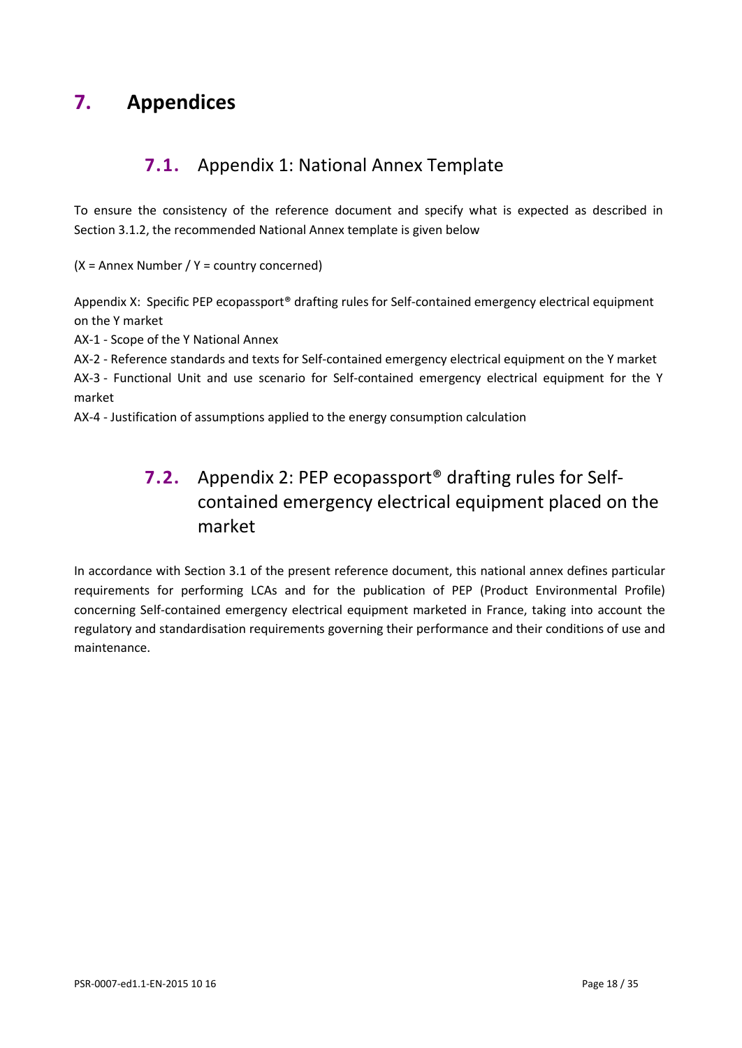# 7. Appendices

## 7.1. Appendix 1: National Annex Template

To ensure the consistency of the reference document and specify what is expected as described in Section 3.1.2, the recommended National Annex template is given below

(X = Annex Number / Y = country concerned)

Appendix X: Specific PEP ecopassport® drafting rules for Self-contained emergency electrical equipment on the Y market

AX-1 - Scope of the Y National Annex

AX-2 - Reference standards and texts for Self-contained emergency electrical equipment on the Y market

AX-3 - Functional Unit and use scenario for Self-contained emergency electrical equipment for the Y market

AX-4 - Justification of assumptions applied to the energy consumption calculation

## 7.2. Appendix 2: PEP ecopassport® drafting rules for Self-contained emergency electrical equipment placed on the market

In accordance with Section 3.1 of the present reference document, this national annex defines particular requirements for performing LCAs and for the publication of PEP (Product Environmental Profile) concerning Self-contained emergency electrical equipment marketed in France, taking into account the regulatory and standardisation requirements governing their performance and their conditions of use and maintenance.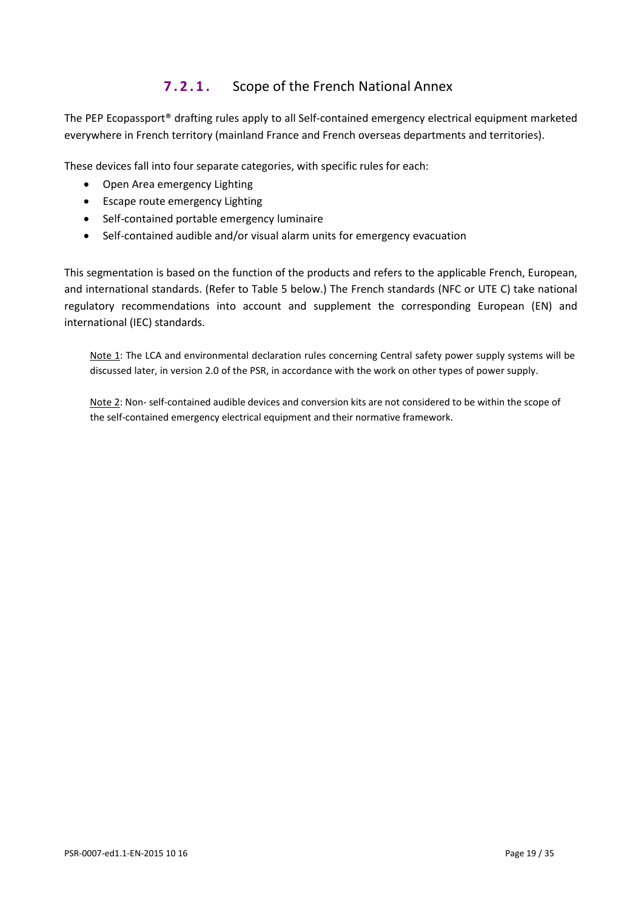### 7.2.1. Scope of the French National Annex

The PEP Ecopassport® drafting rules apply to all Self-contained emergency electrical equipment marketed everywhere in French territory (mainland France and French overseas departments and territories).

These devices fall into four separate categories, with specific rules for each:

- Open Area emergency Lighting
- Escape route emergency Lighting
- Self-contained portable emergency luminaire
- Self-contained audible and/or visual alarm units for emergency evacuation

This segmentation is based on the function of the products and refers to the applicable French, European, and international standards. (Refer to Table 5 below.) The French standards (NFC or UTE C) take national regulatory recommendations into account and supplement the corresponding European (EN) and international (IEC) standards.

Note 1: The LCA and environmental declaration rules concerning Central safety power supply systems will be discussed later, in version 2.0 of the PSR, in accordance with the work on other types of power supply.

Note 2: Non- self-contained audible devices and conversion kits are not considered to be within the scope of the self-contained emergency electrical equipment and their normative framework.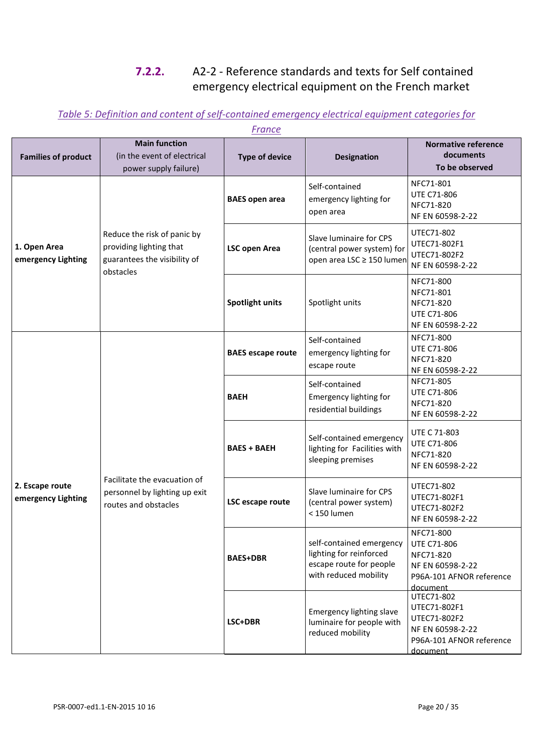### 7.2.2. A2-2 - Reference standards and texts for Self contained emergency electrical equipment on the French market

*Table 5: Definition and content of self-contained emergency electrical equipment categories for France*

| Families of product | Main function (in the event of electrical power supply failure) | Type of device | Designation | Normative reference documents To be observed |
|---|---|---|---|---|
| 1. Open Area emergency Lighting | Reduce the risk of panic by providing lighting that guarantees the visibility of obstacles | **BAES open area** | Self-contained emergency lighting for open area | NFC71-801<br>UTE C71-806<br>NFC71-820<br>NF EN 60598-2-22 |
| | | **LSC open Area** | Slave luminaire for CPS (central power system) for open area LSC ≥ 150 lumen | UTEC71-802<br>UTEC71-802F1<br>UTEC71-802F2<br>NF EN 60598-2-22 |
| | | **Spotlight units** | Spotlight units | NFC71-800<br>NFC71-801<br>NFC71-820<br>UTE C71-806<br>NF EN 60598-2-22 |
| 2. Escape route emergency Lighting | Facilitate the evacuation of personnel by lighting up exit routes and obstacles | **BAES escape route** | Self-contained emergency lighting for escape route | NFC71-800<br>UTE C71-806<br>NFC71-820<br>NF EN 60598-2-22 |
| | | **BAEH** | Self-contained Emergency lighting for residential buildings | NFC71-805<br>UTE C71-806<br>NFC71-820<br>NF EN 60598-2-22 |
| | | **BAES + BAEH** | Self-contained emergency lighting for Facilities with sleeping premises | UTE C 71-803<br>UTE C71-806<br>NFC71-820<br>NF EN 60598-2-22 |
| | | **LSC escape route** | Slave luminaire for CPS (central power system) < 150 lumen | UTEC71-802<br>UTEC71-802F1<br>UTEC71-802F2<br>NF EN 60598-2-22 |
| | | **BAES+DBR** | self-contained emergency lighting for reinforced escape route for people with reduced mobility | NFC71-800<br>UTE C71-806<br>NFC71-820<br>NF EN 60598-2-22<br>P96A-101 AFNOR reference document |
| | | **LSC+DBR** | Emergency lighting slave luminaire for people with reduced mobility | UTEC71-802<br>UTEC71-802F1<br>UTEC71-802F2<br>NF EN 60598-2-22<br>P96A-101 AFNOR reference document |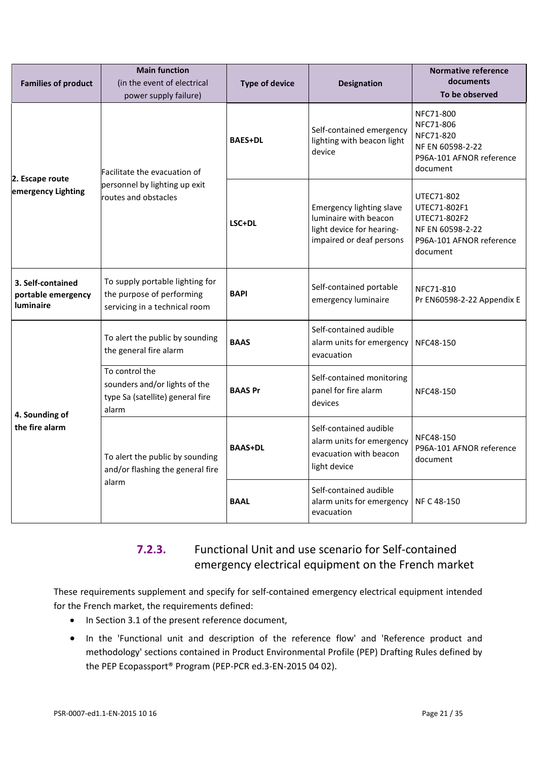| Families of product | Main function (in the event of electrical power supply failure) | Type of device | Designation | Normative reference documents To be observed |
|---|---|---|---|---|
| 2. Escape route emergency Lighting | Facilitate the evacuation of personnel by lighting up exit routes and obstacles | BAES+DL | Self-contained emergency lighting with beacon light device | NFC71-800<br>NFC71-806<br>NFC71-820<br>NF EN 60598-2-22<br>P96A-101 AFNOR reference document |
| | | LSC+DL | Emergency lighting slave luminaire with beacon light device for hearing-impaired or deaf persons | UTEC71-802<br>UTEC71-802F1<br>UTEC71-802F2<br>NF EN 60598-2-22<br>P96A-101 AFNOR reference document |
| 3. Self-contained portable emergency luminaire | To supply portable lighting for the purpose of performing servicing in a technical room | BAPI | Self-contained portable emergency luminaire | NFC71-810<br>Pr EN60598-2-22 Appendix E |
| 4. Sounding of the fire alarm | To alert the public by sounding the general fire alarm | BAAS | Self-contained audible alarm units for emergency evacuation | NFC48-150 |
| | To control the sounders and/or lights of the type Sa (satellite) general fire alarm | BAAS Pr | Self-contained monitoring panel for fire alarm devices | NFC48-150 |
| | To alert the public by sounding and/or flashing the general fire alarm | BAAS+DL | Self-contained audible alarm units for emergency evacuation with beacon light device | NFC48-150<br>P96A-101 AFNOR reference document |
| | | BAAL | Self-contained audible alarm units for emergency evacuation | NF C 48-150 |

### 7.2.3. Functional Unit and use scenario for Self-contained emergency electrical equipment on the French market

These requirements supplement and specify for self-contained emergency electrical equipment intended for the French market, the requirements defined:

- In Section 3.1 of the present reference document,
- In the 'Functional unit and description of the reference flow' and 'Reference product and methodology' sections contained in Product Environmental Profile (PEP) Drafting Rules defined by the PEP Ecopassport® Program (PEP-PCR ed.3-EN-2015 04 02).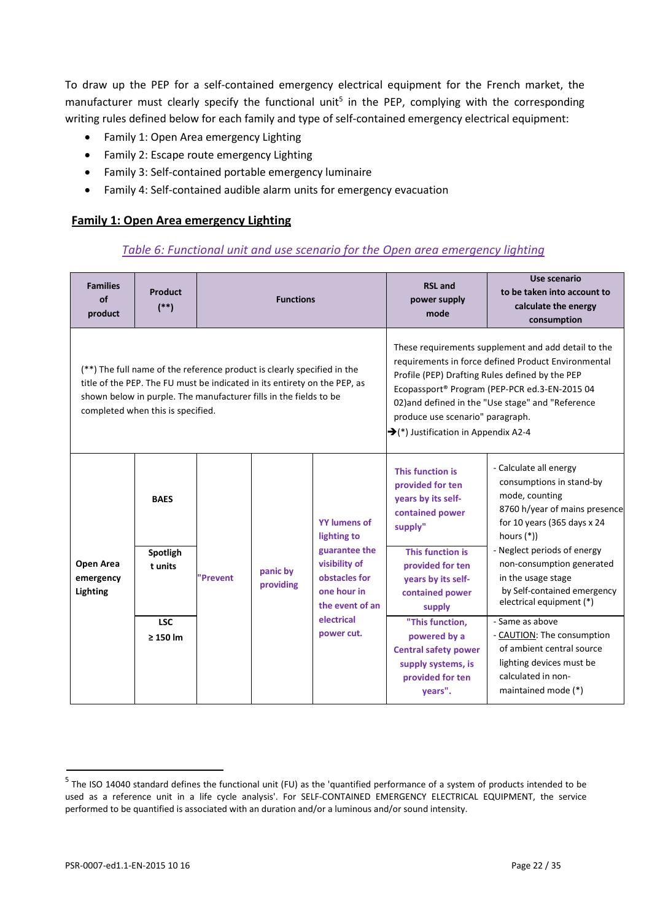To draw up the PEP for a self-contained emergency electrical equipment for the French market, the manufacturer must clearly specify the functional unit[5] in the PEP, complying with the corresponding writing rules defined below for each family and type of self-contained emergency electrical equipment:

- Family 1: Open Area emergency Lighting
- Family 2: Escape route emergency Lighting
- Family 3: Self-contained portable emergency luminaire
- Family 4: Self-contained audible alarm units for emergency evacuation

## Family 1: Open Area emergency Lighting

*Table 6: Functional unit and use scenario for the Open area emergency lighting*

| Families of product | Product (**) | Functions | | | RSL and power supply mode | Use scenario to be taken into account to calculate the energy consumption |
|---|---|---|---|---|---|---|
| (**) The full name of the reference product is clearly specified in the title of the PEP. The FU must be indicated in its entirety on the PEP, as shown below in purple. The manufacturer fills in the fields to be completed when this is specified. | | | | | These requirements supplement and add detail to the requirements in force defined Product Environmental Profile (PEP) Drafting Rules defined by the PEP Ecopassport® Program (PEP-PCR ed.3-EN-2015 04 02)and defined in the "Use stage" and "Reference produce use scenario" paragraph. ➔(*) Justification in Appendix A2-4 | |
| Open Area emergency Lighting | BAES | "Prevent | panic by providing | YY lumens of lighting to guarantee the visibility of obstacles for one hour in the event of an electrical power cut. | This function is provided for ten years by its self-contained power supply" | - Calculate all energy consumptions in stand-by mode, counting 8760 h/year of mains presence for 10 years (365 days x 24 hours (*)) - Neglect periods of energy non-consumption generated in the usage stage by Self-contained emergency electrical equipment (*) |
| | Spotlight units | | | | This function is provided for ten years by its self-contained power supply | |
| | LSC ≥ 150 lm | | | | "This function, powered by a Central safety power supply systems, is provided for ten years". | - Same as above - CAUTION: The consumption of ambient central source lighting devices must be calculated in non-maintained mode (*) |

[5] The ISO 14040 standard defines the functional unit (FU) as the 'quantified performance of a system of products intended to be used as a reference unit in a life cycle analysis'. For SELF-CONTAINED EMERGENCY ELECTRICAL EQUIPMENT, the service performed to be quantified is associated with an duration and/or a luminous and/or sound intensity.

PSR-0007-ed1.1-EN-2015 10 16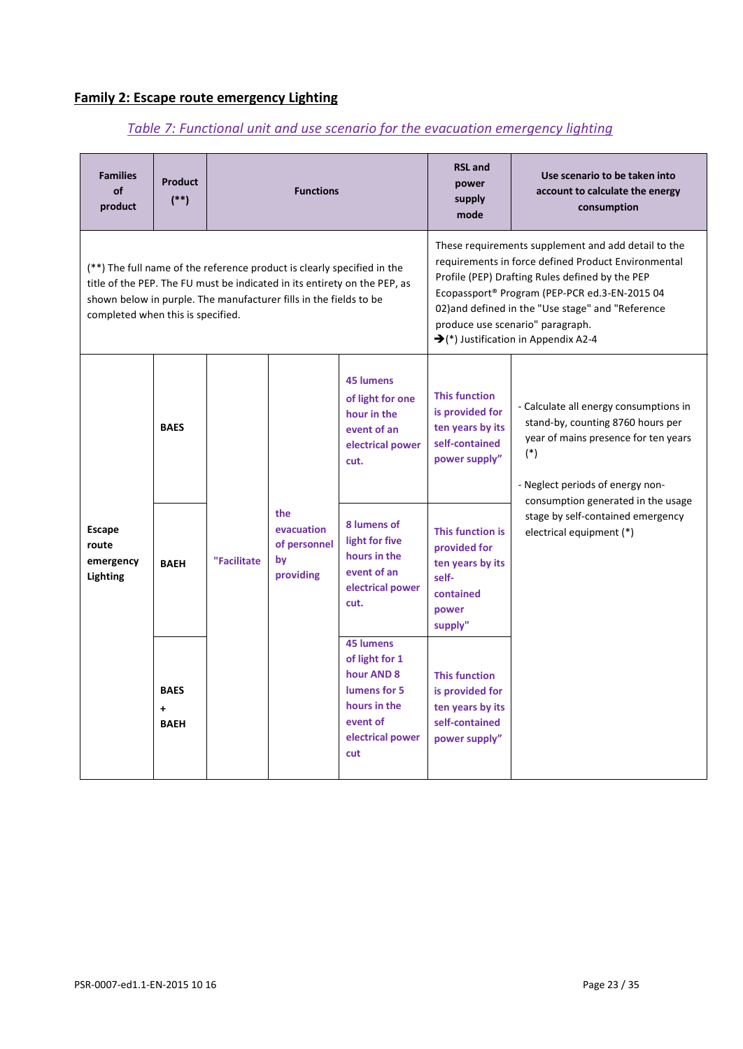## Family 2: Escape route emergency Lighting

*Table 7: Functional unit and use scenario for the evacuation emergency lighting*

| Families of product | Product (**) | Functions | | | RSL and power supply mode | Use scenario to be taken into account to calculate the energy consumption |
|---|---|---|---|---|---|---|
| (**) The full name of the reference product is clearly specified in the title of the PEP. The FU must be indicated in its entirety on the PEP, as shown below in purple. The manufacturer fills in the fields to be completed when this is specified. | | | | | These requirements supplement and add detail to the requirements in force defined Product Environmental Profile (PEP) Drafting Rules defined by the PEP Ecopassport® Program (PEP-PCR ed.3-EN-2015 04 02)and defined in the "Use stage" and "Reference produce use scenario" paragraph. ➔(*) Justification in Appendix A2-4 | |
| Escape route emergency Lighting | BAES | "Facilitate | the evacuation of personnel by providing | 45 lumens of light for one hour in the event of an electrical power cut. | This function is provided for ten years by its self-contained power supply" | - Calculate all energy consumptions in stand-by, counting 8760 hours per year of mains presence for ten years (*)<br><br>- Neglect periods of energy non-consumption generated in the usage stage by self-contained emergency electrical equipment (*) |
| | BAEH | | | 8 lumens of light for five hours in the event of an electrical power cut. | This function is provided for ten years by its self-contained power supply" | |
| | BAES + BAEH | | | 45 lumens of light for 1 hour AND 8 lumens for 5 hours in the event of electrical power cut | This function is provided for ten years by its self-contained power supply" | |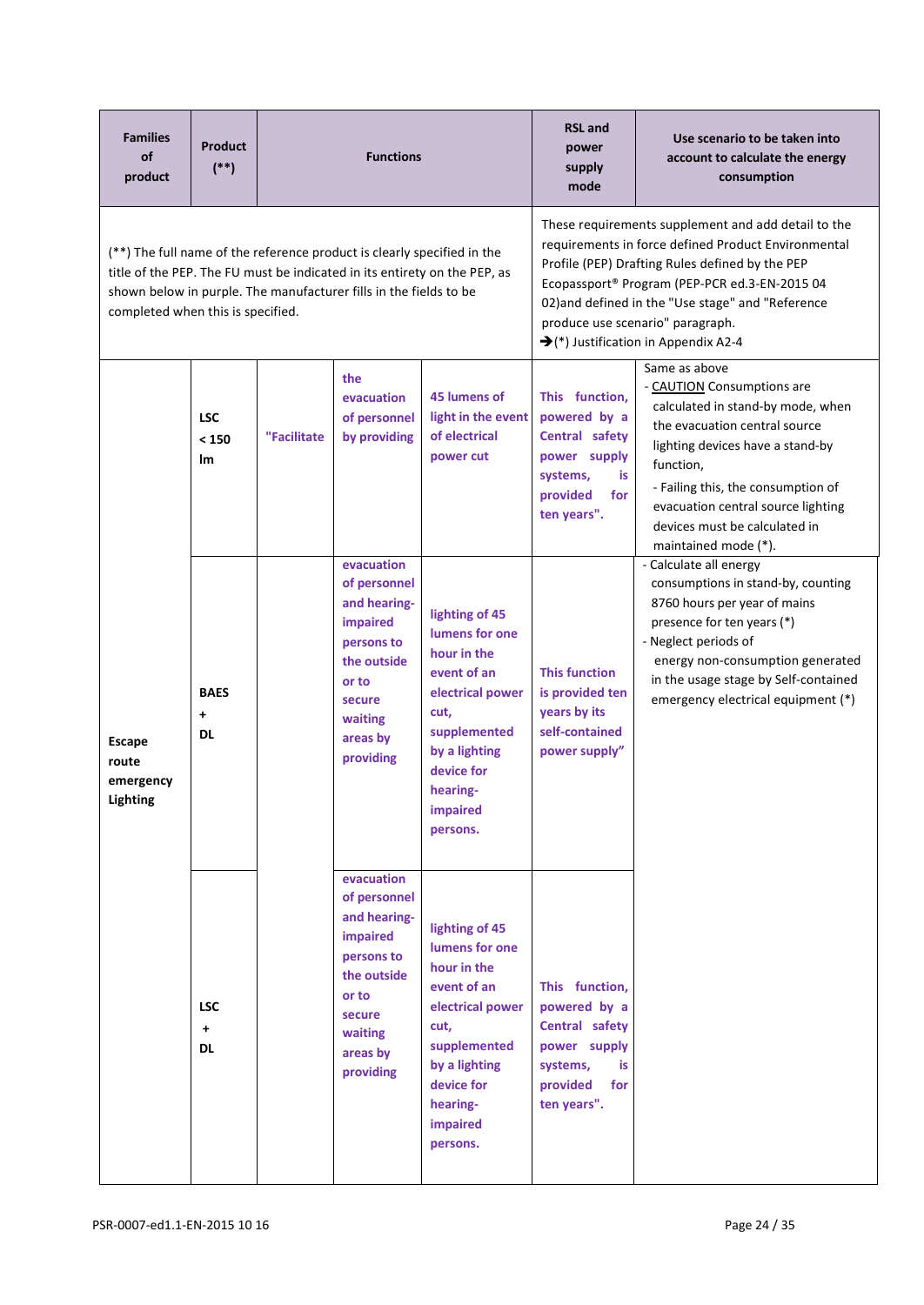| Families of product | Product (**) | Functions | | | RSL and power supply mode | Use scenario to be taken into account to calculate the energy consumption |
|---|---|---|---|---|---|---|
| (**) The full name of the reference product is clearly specified in the title of the PEP. The FU must be indicated in its entirety on the PEP, as shown below in purple. The manufacturer fills in the fields to be completed when this is specified. | | | | | These requirements supplement and add detail to the requirements in force defined Product Environmental Profile (PEP) Drafting Rules defined by the PEP Ecopassport® Program (PEP-PCR ed.3-EN-2015 04 02)and defined in the "Use stage" and "Reference produce use scenario" paragraph.<br>➔(*) Justification in Appendix A2-4 | |
| Escape route emergency Lighting | LSC < 150 lm | "Facilitate | the evacuation of personnel by providing | 45 lumens of light in the event of electrical power cut | This function, powered by a Central safety power supply systems, is provided for ten years". | Same as above<br>- CAUTION Consumptions are calculated in stand-by mode, when the evacuation central source lighting devices have a stand-by function,<br>- Failing this, the consumption of evacuation central source lighting devices must be calculated in maintained mode (*). |
| | BAES + DL | | evacuation of personnel and hearing-impaired persons to the outside or to secure waiting areas by providing | lighting of 45 lumens for one hour in the event of an electrical power cut, supplemented by a lighting device for hearing-impaired persons. | This function is provided ten years by its self-contained power supply" | - Calculate all energy consumptions in stand-by, counting 8760 hours per year of mains presence for ten years (*)<br>- Neglect periods of energy non-consumption generated in the usage stage by Self-contained emergency electrical equipment (*) |
| | LSC + DL | | evacuation of personnel and hearing-impaired persons to the outside or to secure waiting areas by providing | lighting of 45 lumens for one hour in the event of an electrical power cut, supplemented by a lighting device for hearing-impaired persons. | This function, powered by a Central safety power supply systems, is provided for ten years". | |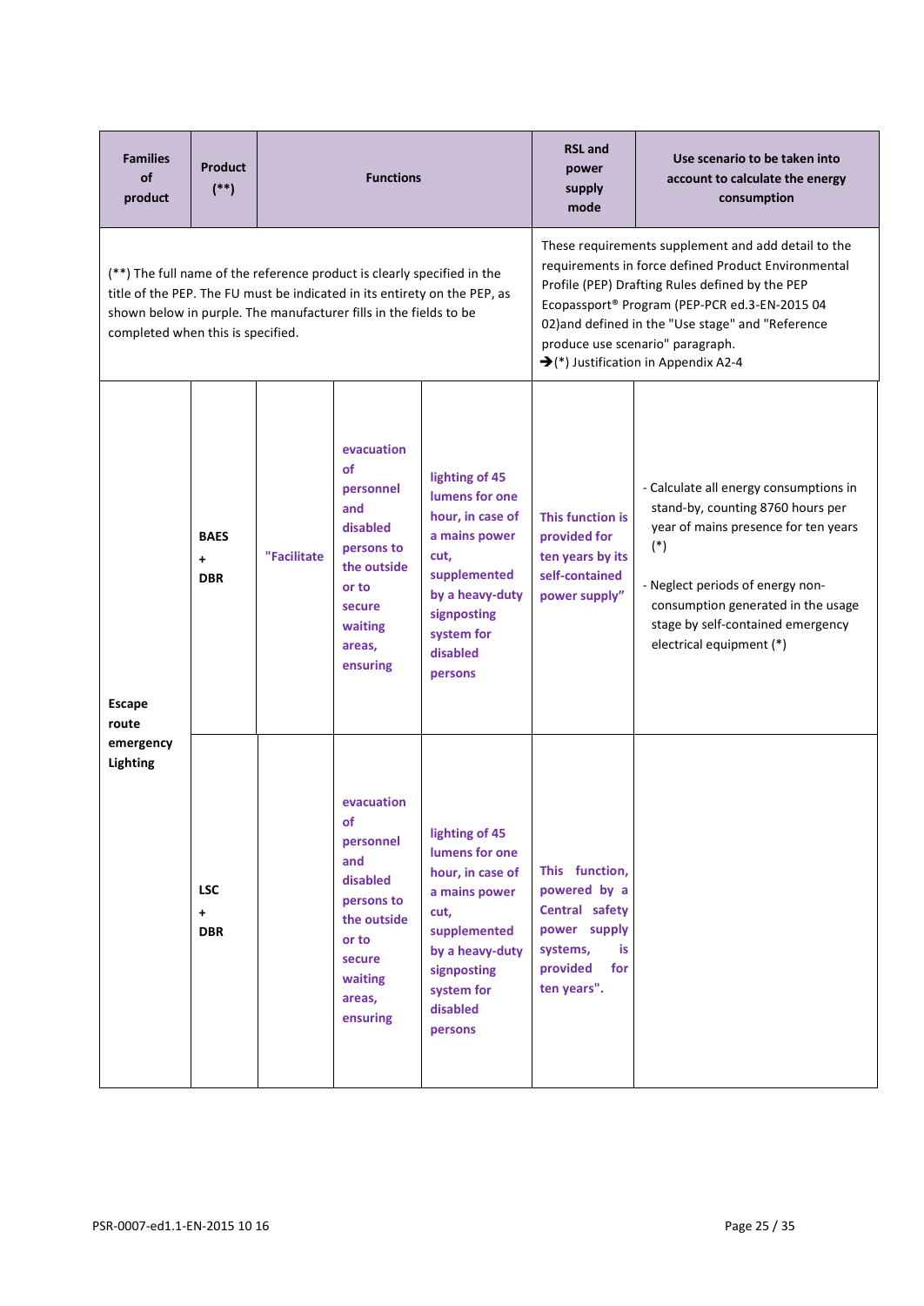| Families of product | Product (**) | Functions | | | RSL and power supply mode | Use scenario to be taken into account to calculate the energy consumption |
|---|---|---|---|---|---|---|
| (**) The full name of the reference product is clearly specified in the title of the PEP. The FU must be indicated in its entirety on the PEP, as shown below in purple. The manufacturer fills in the fields to be completed when this is specified. | | | | | These requirements supplement and add detail to the requirements in force defined Product Environmental Profile (PEP) Drafting Rules defined by the PEP Ecopassport® Program (PEP-PCR ed.3-EN-2015 04 02)and defined in the "Use stage" and "Reference produce use scenario" paragraph. ➔(*) Justification in Appendix A2-4 | |
| Escape route emergency Lighting | **BAES + DBR** | **"Facilitate** | **evacuation of personnel and disabled persons to the outside or to secure waiting areas, ensuring** | **lighting of 45 lumens for one hour, in case of a mains power cut, supplemented by a heavy-duty signposting system for disabled persons** | **This function is provided for ten years by its self-contained power supply"** | - Calculate all energy consumptions in stand-by, counting 8760 hours per year of mains presence for ten years (*)<br><br>- Neglect periods of energy non-consumption generated in the usage stage by self-contained emergency electrical equipment (*) |
| | **LSC + DBR** | | **evacuation of personnel and disabled persons to the outside or to secure waiting areas, ensuring** | **lighting of 45 lumens for one hour, in case of a mains power cut, supplemented by a heavy-duty signposting system for disabled persons** | **This function, powered by a Central safety power supply systems, is provided for ten years".** | |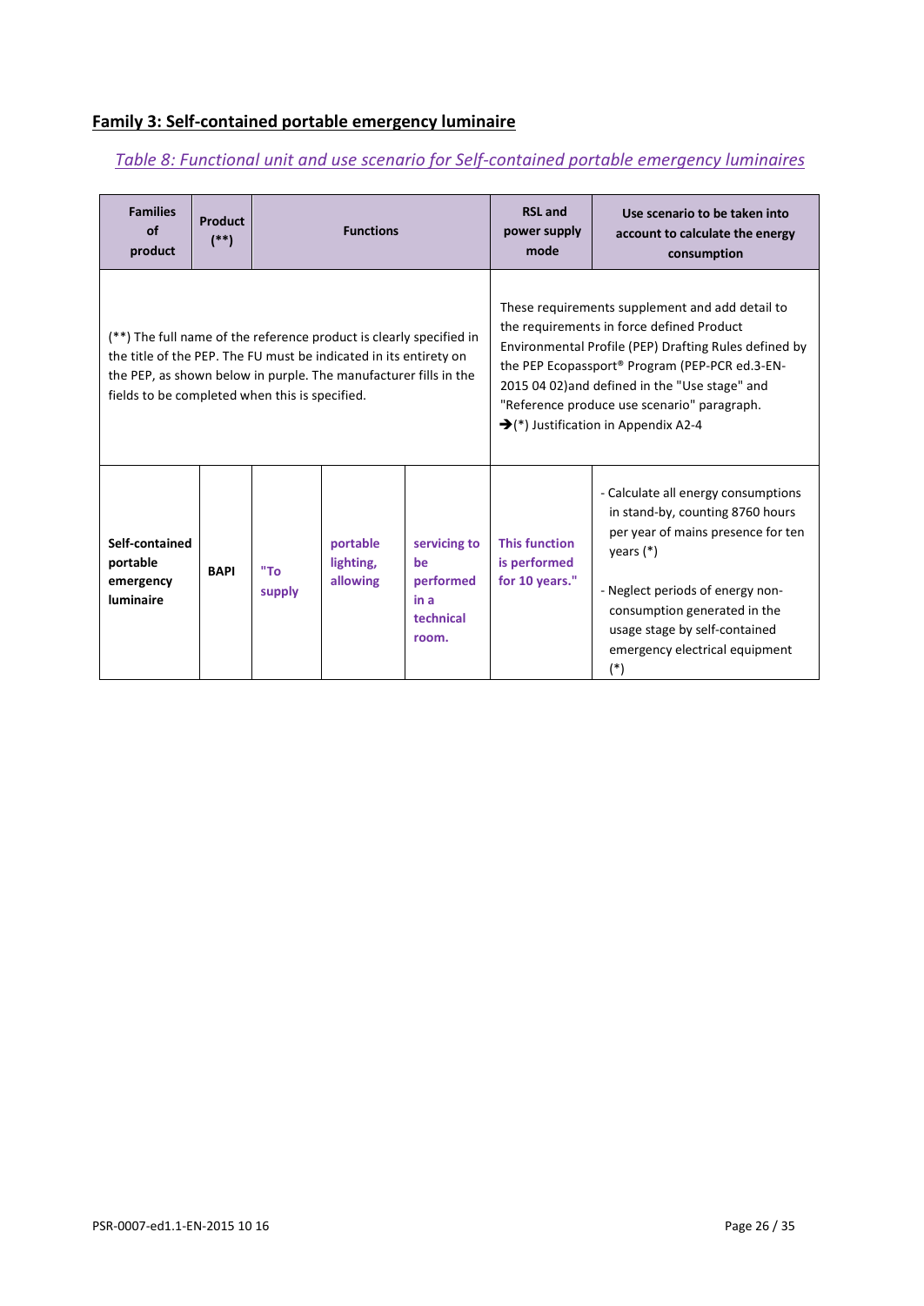## Family 3: Self-contained portable emergency luminaire

*Table 8: Functional unit and use scenario for Self-contained portable emergency luminaires*

| Families of product | Product (**) | Functions | | | RSL and power supply mode | Use scenario to be taken into account to calculate the energy consumption |
|---|---|---|---|---|---|---|
| (**) The full name of the reference product is clearly specified in the title of the PEP. The FU must be indicated in its entirety on the PEP, as shown below in purple. The manufacturer fills in the fields to be completed when this is specified. | | | | | These requirements supplement and add detail to the requirements in force defined Product Environmental Profile (PEP) Drafting Rules defined by the PEP Ecopassport® Program (PEP-PCR ed.3-EN-2015 04 02)and defined in the "Use stage" and "Reference produce use scenario" paragraph. ➔(*) Justification in Appendix A2-4 | |
| **Self-contained portable emergency luminaire** | **BAPI** | **"To supply** | **portable lighting, allowing** | **servicing to be performed in a technical room.** | **This function is performed for 10 years."** | - Calculate all energy consumptions in stand-by, counting 8760 hours per year of mains presence for ten years (*)<br><br>- Neglect periods of energy non-consumption generated in the usage stage by self-contained emergency electrical equipment (*) |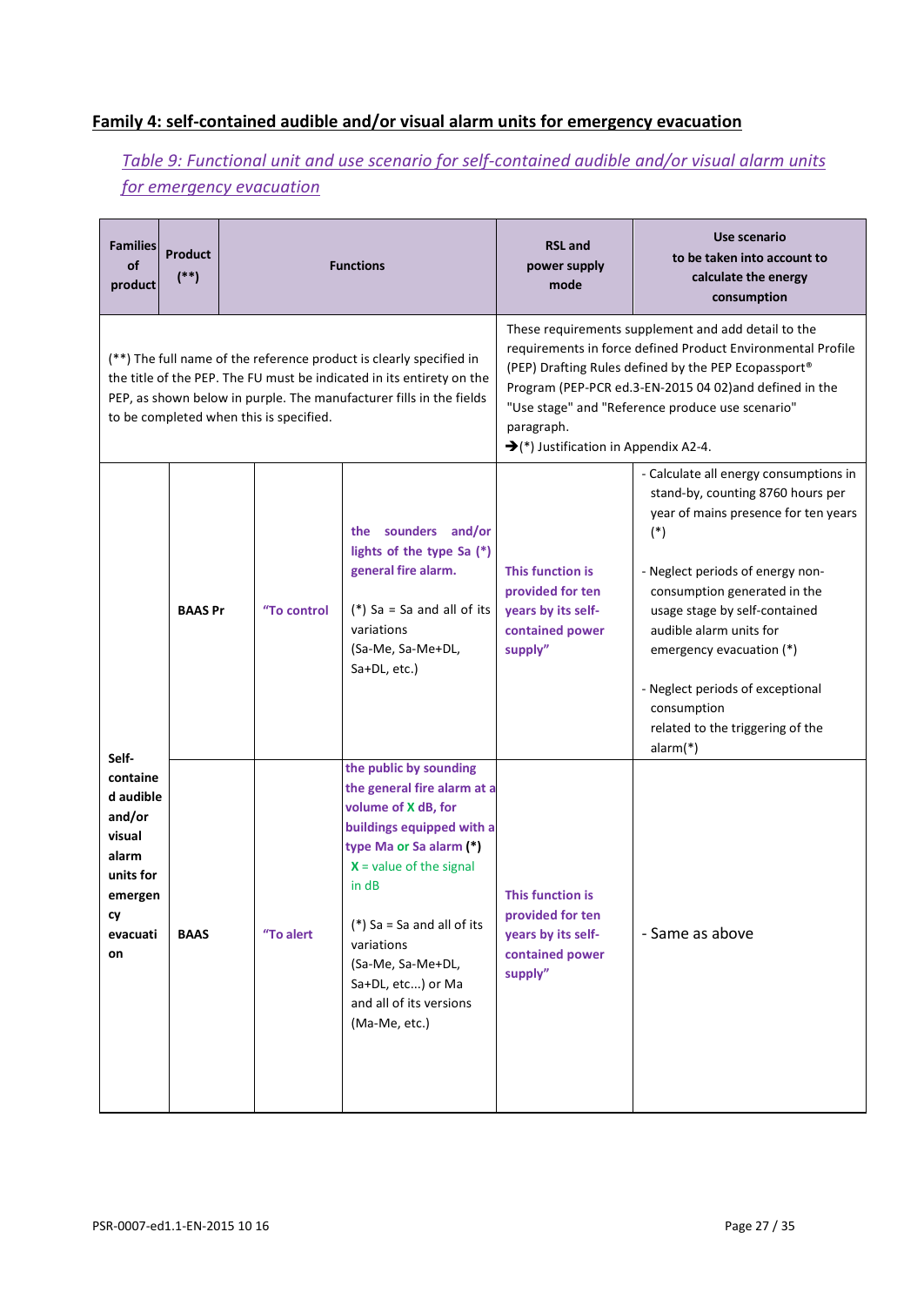## Family 4: self-contained audible and/or visual alarm units for emergency evacuation

*Table 9: Functional unit and use scenario for self-contained audible and/or visual alarm units for emergency evacuation*

| Families of product | Product (**) | Functions | | RSL and power supply mode | Use scenario to be taken into account to calculate the energy consumption |
|---|---|---|---|---|---|
| (**) The full name of the reference product is clearly specified in the title of the PEP. The FU must be indicated in its entirety on the PEP, as shown below in purple. The manufacturer fills in the fields to be completed when this is specified. | | | | These requirements supplement and add detail to the requirements in force defined Product Environmental Profile (PEP) Drafting Rules defined by the PEP Ecopassport® Program (PEP-PCR ed.3-EN-2015 04 02)and defined in the "Use stage" and "Reference produce use scenario" paragraph. ➔(*) Justification in Appendix A2-4. | |
| Self-contained audible and/or visual alarm units for emergency evacuation | BAAS Pr | "To control | the sounders and/or lights of the type Sa (*) general fire alarm.<br><br>(*) Sa = Sa and all of its variations (Sa-Me, Sa-Me+DL, Sa+DL, etc.) | This function is provided for ten years by its self-contained power supply" | - Calculate all energy consumptions in stand-by, counting 8760 hours per year of mains presence for ten years (*)<br><br>- Neglect periods of energy non-consumption generated in the usage stage by self-contained audible alarm units for emergency evacuation (*)<br><br>- Neglect periods of exceptional consumption related to the triggering of the alarm(*) |
| | BAAS | "To alert | the public by sounding the general fire alarm at a volume of X dB, for buildings equipped with a type Ma or Sa alarm (*)<br>X = value of the signal in dB<br><br>(*) Sa = Sa and all of its variations (Sa-Me, Sa-Me+DL, Sa+DL, etc...) or Ma and all of its versions (Ma-Me, etc.) | This function is provided for ten years by its self-contained power supply" | - Same as above |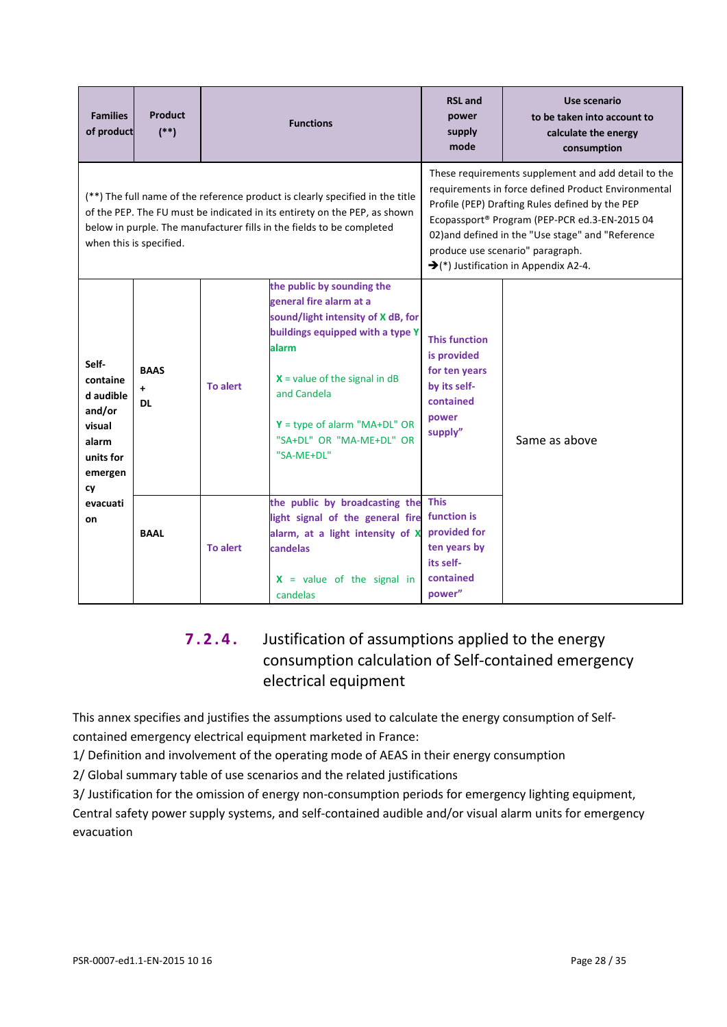| Families of product | Product (**) | Functions | | RSL and power supply mode | Use scenario to be taken into account to calculate the energy consumption |
|---|---|---|---|---|---|
| (**) The full name of the reference product is clearly specified in the title of the PEP. The FU must be indicated in its entirety on the PEP, as shown below in purple. The manufacturer fills in the fields to be completed when this is specified. | | | | | These requirements supplement and add detail to the requirements in force defined Product Environmental Profile (PEP) Drafting Rules defined by the PEP Ecopassport® Program (PEP-PCR ed.3-EN-2015 04 02)and defined in the "Use stage" and "Reference produce use scenario" paragraph. ➔(*) Justification in Appendix A2-4. |
| Self-contained audible and/or visual alarm units for emergency evacuation | BAAS + DL | To alert | the public by sounding the general fire alarm at a sound/light intensity of X dB, for buildings equipped with a type Y alarm<br><br>X = value of the signal in dB and Candela<br><br>Y = type of alarm "MA+DL" OR "SA+DL" OR "MA-ME+DL" OR "SA-ME+DL" | This function is provided for ten years by its self-contained power supply" | Same as above |
| | BAAL | To alert | the public by broadcasting the light signal of the general fire alarm, at a light intensity of X candelas<br><br>X = value of the signal in candelas | This function is provided for ten years by its self-contained power" | |

### 7.2.4. Justification of assumptions applied to the energy consumption calculation of Self-contained emergency electrical equipment

This annex specifies and justifies the assumptions used to calculate the energy consumption of Self-contained emergency electrical equipment marketed in France:

1/ Definition and involvement of the operating mode of AEAS in their energy consumption

2/ Global summary table of use scenarios and the related justifications

3/ Justification for the omission of energy non-consumption periods for emergency lighting equipment, Central safety power supply systems, and self-contained audible and/or visual alarm units for emergency evacuation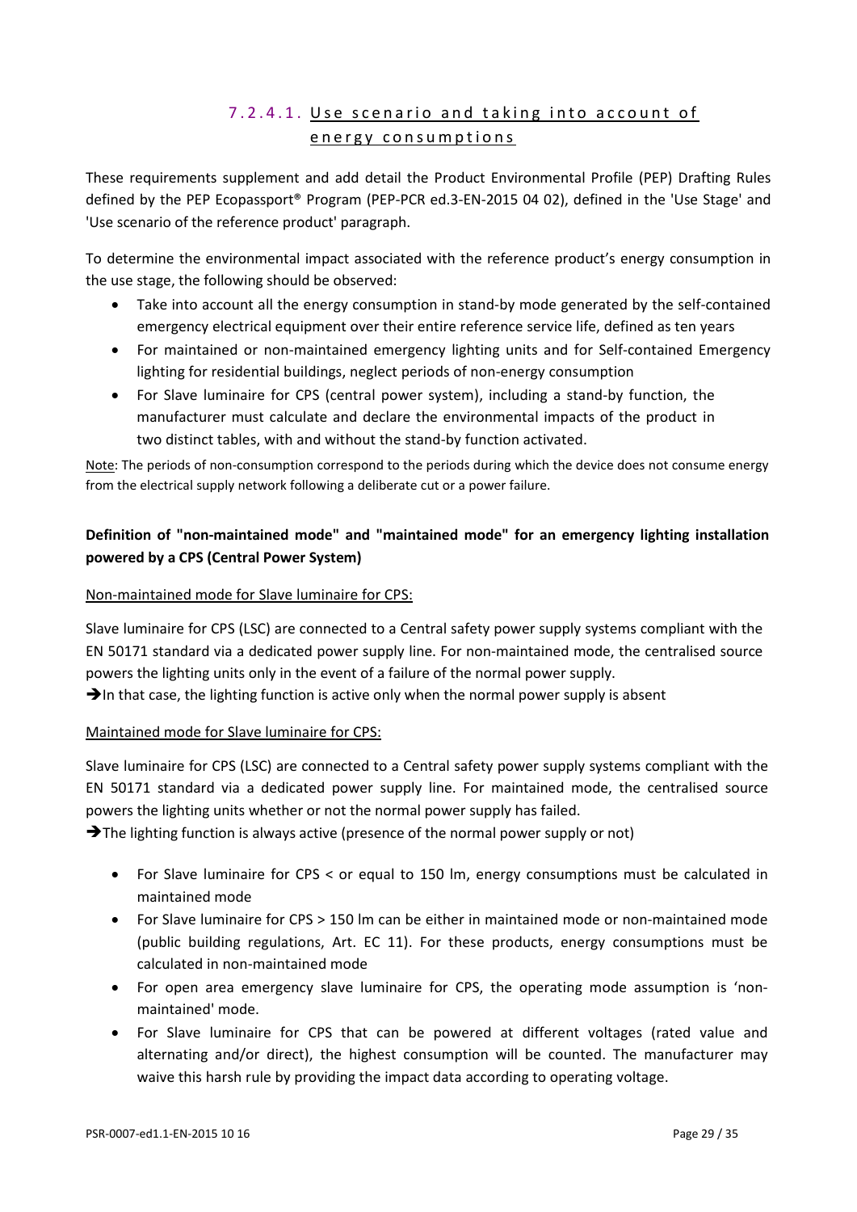#### 7.2.4.1. Use scenario and taking into account of energy consumptions

These requirements supplement and add detail the Product Environmental Profile (PEP) Drafting Rules defined by the PEP Ecopassport® Program (PEP-PCR ed.3-EN-2015 04 02), defined in the 'Use Stage' and 'Use scenario of the reference product' paragraph.

To determine the environmental impact associated with the reference product's energy consumption in the use stage, the following should be observed:

- Take into account all the energy consumption in stand-by mode generated by the self-contained emergency electrical equipment over their entire reference service life, defined as ten years
- For maintained or non-maintained emergency lighting units and for Self-contained Emergency lighting for residential buildings, neglect periods of non-energy consumption
- For Slave luminaire for CPS (central power system), including a stand-by function, the manufacturer must calculate and declare the environmental impacts of the product in two distinct tables, with and without the stand-by function activated.

Note: The periods of non-consumption correspond to the periods during which the device does not consume energy from the electrical supply network following a deliberate cut or a power failure.

**Definition of "non-maintained mode" and "maintained mode" for an emergency lighting installation powered by a CPS (Central Power System)**

Non-maintained mode for Slave luminaire for CPS:

Slave luminaire for CPS (LSC) are connected to a Central safety power supply systems compliant with the EN 50171 standard via a dedicated power supply line. For non-maintained mode, the centralised source powers the lighting units only in the event of a failure of the normal power supply.

➔In that case, the lighting function is active only when the normal power supply is absent

Maintained mode for Slave luminaire for CPS:

Slave luminaire for CPS (LSC) are connected to a Central safety power supply systems compliant with the EN 50171 standard via a dedicated power supply line. For maintained mode, the centralised source powers the lighting units whether or not the normal power supply has failed.

➔The lighting function is always active (presence of the normal power supply or not)

- For Slave luminaire for CPS < or equal to 150 lm, energy consumptions must be calculated in maintained mode
- For Slave luminaire for CPS > 150 lm can be either in maintained mode or non-maintained mode (public building regulations, Art. EC 11). For these products, energy consumptions must be calculated in non-maintained mode
- For open area emergency slave luminaire for CPS, the operating mode assumption is 'non-maintained' mode.
- For Slave luminaire for CPS that can be powered at different voltages (rated value and alternating and/or direct), the highest consumption will be counted. The manufacturer may waive this harsh rule by providing the impact data according to operating voltage.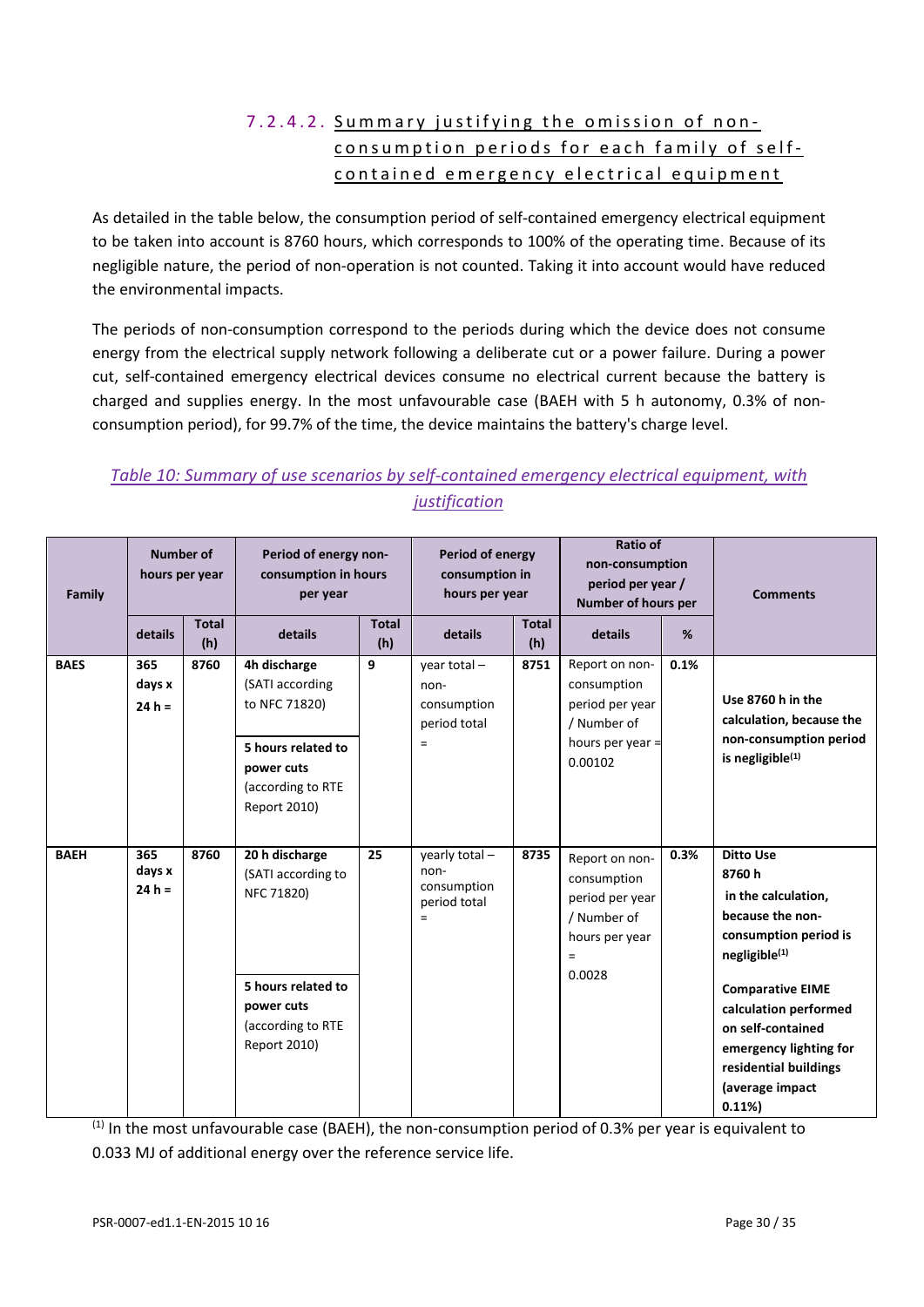#### 7.2.4.2. Summary justifying the omission of non-consumption periods for each family of self-contained emergency electrical equipment

As detailed in the table below, the consumption period of self-contained emergency electrical equipment to be taken into account is 8760 hours, which corresponds to 100% of the operating time. Because of its negligible nature, the period of non-operation is not counted. Taking it into account would have reduced the environmental impacts.

The periods of non-consumption correspond to the periods during which the device does not consume energy from the electrical supply network following a deliberate cut or a power failure. During a power cut, self-contained emergency electrical devices consume no electrical current because the battery is charged and supplies energy. In the most unfavourable case (BAEH with 5 h autonomy, 0.3% of non-consumption period), for 99.7% of the time, the device maintains the battery's charge level.

*Table 10: Summary of use scenarios by self-contained emergency electrical equipment, with justification*

| Family | Number of hours per year | | Period of energy non-consumption in hours per year | | Period of energy consumption in hours per year | | Ratio of non-consumption period per year / Number of hours per | | Comments |
|---|---|---|---|---|---|---|---|---|---|
| | details | Total (h) | details | Total (h) | details | Total (h) | details | % | |
| **BAES** | **365 days x 24 h =** | **8760** | **4h discharge** (SATI according to NFC 71820)<br>**5 hours related to power cuts** (according to RTE Report 2010) | **9** | year total – non-consumption period total = | **8751** | Report on non-consumption period per year / Number of hours per year = 0.00102 | **0.1%** | **Use 8760 h in the calculation, because the non-consumption period is negligible[(1)]** |
| **BAEH** | **365 days x 24 h =** | **8760** | **20 h discharge** (SATI according to NFC 71820)<br>**5 hours related to power cuts** (according to RTE Report 2010) | **25** | yearly total – non-consumption period total = | **8735** | Report on non-consumption period per year / Number of hours per year = 0.0028 | **0.3%** | **Ditto Use 8760 h in the calculation, because the non-consumption period is negligible[(1)]**<br>**Comparative EIME calculation performed on self-contained emergency lighting for residential buildings (average impact 0.11%)** |

[(1)] In the most unfavourable case (BAEH), the non-consumption period of 0.3% per year is equivalent to 0.033 MJ of additional energy over the reference service life.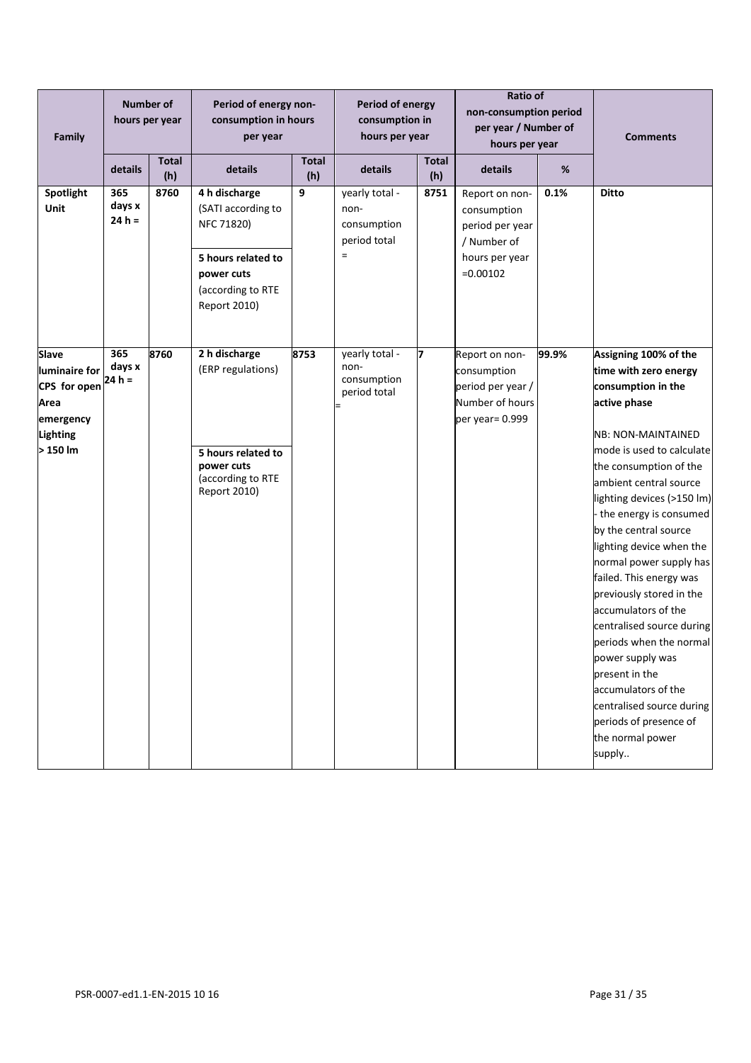| Family | Number of hours per year | | Period of energy non-consumption in hours per year | | Period of energy consumption in hours per year | | Ratio of non-consumption period per year / Number of hours per year | | Comments |
|---|---|---|---|---|---|---|---|---|---|
| | details | Total (h) | details | Total (h) | details | Total (h) | details | % | |
| **Spotlight Unit** | **365 days x 24 h =** | **8760** | **4 h discharge** (SATI according to NFC 71820)<br><br>**5 hours related to power cuts** (according to RTE Report 2010) | **9** | yearly total - non-consumption period total = | **8751** | Report on non-consumption period per year / Number of hours per year =0.00102 | **0.1%** | **Ditto** |
| **Slave luminaire for CPS for open Area emergency Lighting > 150 lm** | **365 days x 24 h =** | **8760** | **2 h discharge** (ERP regulations)<br><br>**5 hours related to power cuts** (according to RTE Report 2010) | **8753** | yearly total - non-consumption period total = | **7** | Report on non-consumption period per year / Number of hours per year= 0.999 | **99.9%** | **Assigning 100% of the time with zero energy consumption in the active phase**<br><br>NB: NON-MAINTAINED mode is used to calculate the consumption of the ambient central source lighting devices (>150 lm) - the energy is consumed by the central source lighting device when the normal power supply has failed. This energy was previously stored in the accumulators of the centralised source during periods when the normal power supply was present in the accumulators of the centralised source during periods of presence of the normal power supply.. |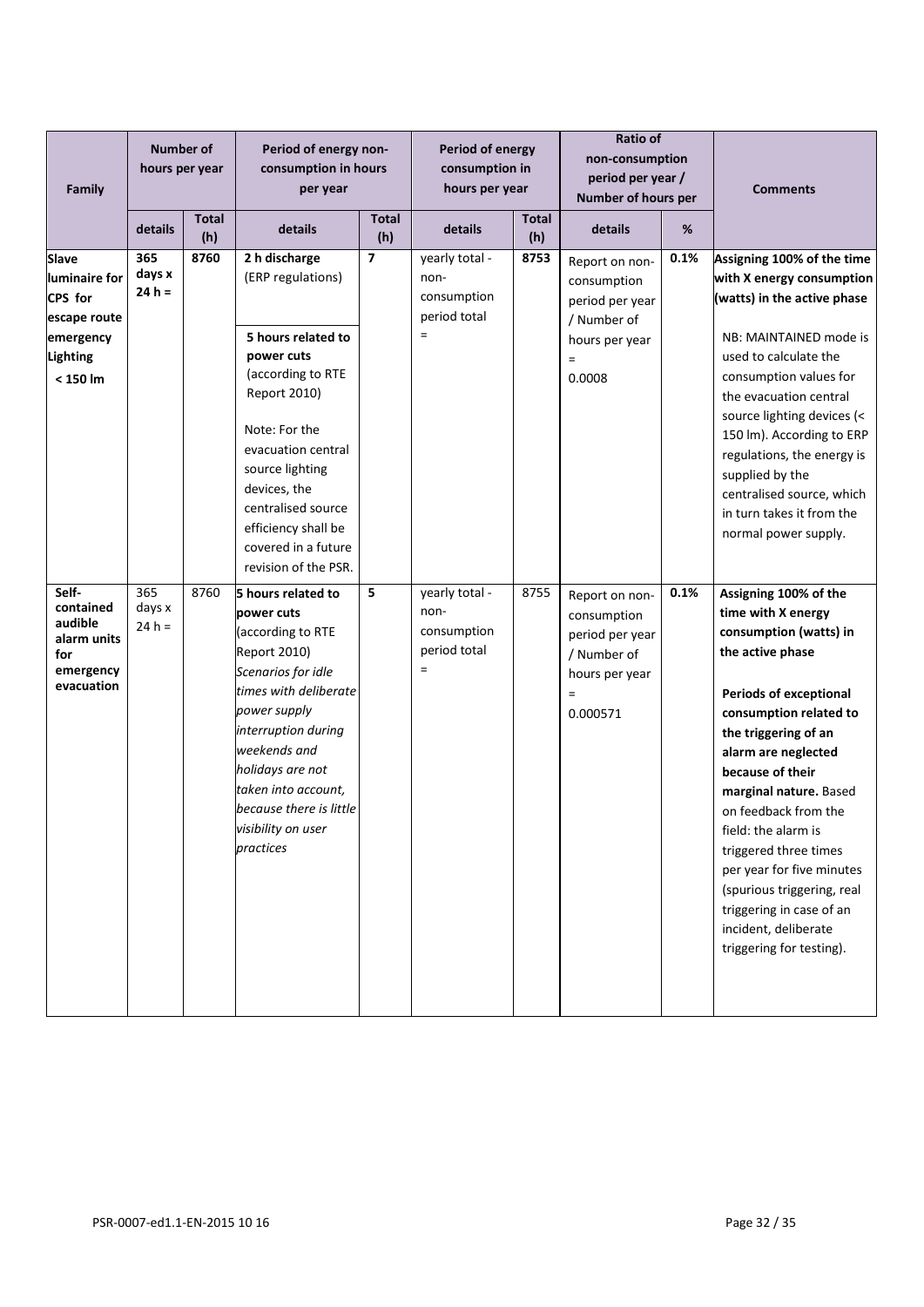| Family | Number of hours per year | | Period of energy non-consumption in hours per year | | Period of energy consumption in hours per year | | Ratio of non-consumption period per year / Number of hours per | | Comments |
|---|---|---|---|---|---|---|---|---|---|
| | details | Total (h) | details | Total (h) | details | Total (h) | details | % | |
| **Slave luminaire for CPS for escape route emergency Lighting < 150 lm** | **365 days x 24 h =** | **8760** | **2 h discharge** (ERP regulations)<br><br>**5 hours related to power cuts** (according to RTE Report 2010)<br><br>Note: For the evacuation central source lighting devices, the centralised source efficiency shall be covered in a future revision of the PSR. | **7** | yearly total - non-consumption period total = | **8753** | Report on non-consumption period per year / Number of hours per year = 0.0008 | **0.1%** | **Assigning 100% of the time with X energy consumption (watts) in the active phase**<br><br>NB: MAINTAINED mode is used to calculate the consumption values for the evacuation central source lighting devices (< 150 lm). According to ERP regulations, the energy is supplied by the centralised source, which in turn takes it from the normal power supply. |
| **Self-contained audible alarm units for emergency evacuation** | 365 days x 24 h = | 8760 | **5 hours related to power cuts** (according to RTE Report 2010)<br>*Scenarios for idle times with deliberate power supply interruption during weekends and holidays are not taken into account, because there is little visibility on user practices* | **5** | yearly total - non-consumption period total = | 8755 | Report on non-consumption period per year / Number of hours per year = 0.000571 | **0.1%** | **Assigning 100% of the time with X energy consumption (watts) in the active phase**<br><br>**Periods of exceptional consumption related to the triggering of an alarm are neglected because of their marginal nature.** Based on feedback from the field: the alarm is triggered three times per year for five minutes (spurious triggering, real triggering in case of an incident, deliberate triggering for testing). |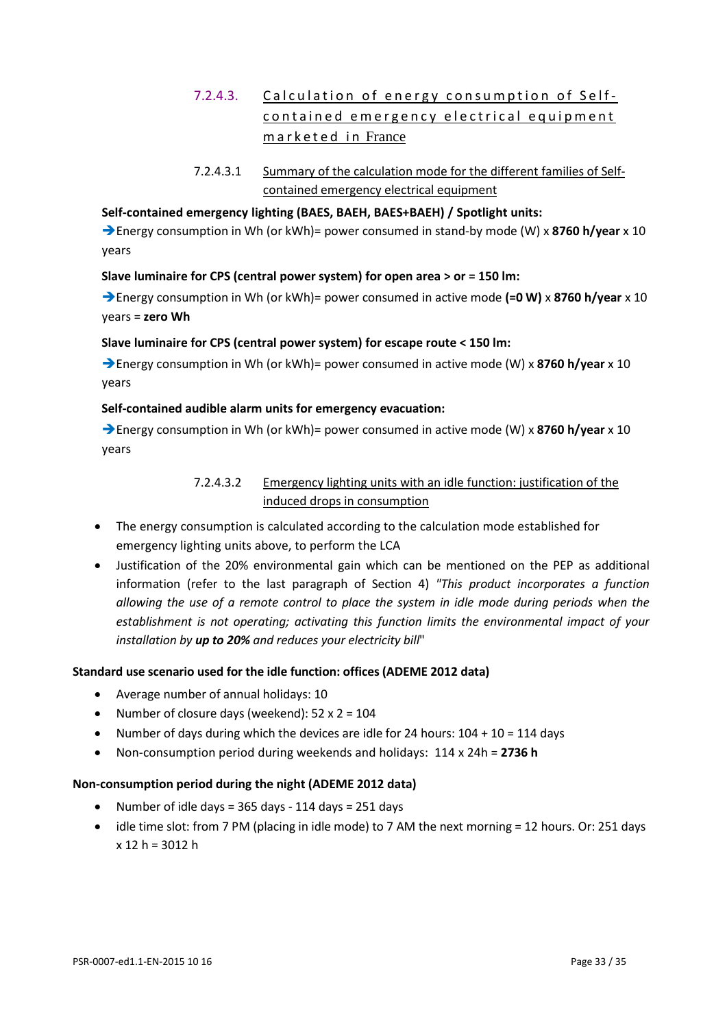### 7.2.4.3. Calculation of energy consumption of Self-contained emergency electrical equipment marketed in France

#### 7.2.4.3.1 Summary of the calculation mode for the different families of Self-contained emergency electrical equipment

**Self-contained emergency lighting (BAES, BAEH, BAES+BAEH) / Spotlight units:**

➔Energy consumption in Wh (or kWh)= power consumed in stand-by mode (W) x **8760 h/year** x 10 years

**Slave luminaire for CPS (central power system) for open area > or = 150 lm:**

➔Energy consumption in Wh (or kWh)= power consumed in active mode **(=0 W)** x **8760 h/year** x 10 years = **zero Wh**

**Slave luminaire for CPS (central power system) for escape route < 150 lm:**

➔Energy consumption in Wh (or kWh)= power consumed in active mode (W) x **8760 h/year** x 10 years

**Self-contained audible alarm units for emergency evacuation:**

➔Energy consumption in Wh (or kWh)= power consumed in active mode (W) x **8760 h/year** x 10 years

#### 7.2.4.3.2 Emergency lighting units with an idle function: justification of the induced drops in consumption

- The energy consumption is calculated according to the calculation mode established for emergency lighting units above, to perform the LCA
- Justification of the 20% environmental gain which can be mentioned on the PEP as additional information (refer to the last paragraph of Section 4) *"This product incorporates a function allowing the use of a remote control to place the system in idle mode during periods when the establishment is not operating; activating this function limits the environmental impact of your installation by **up to 20%** and reduces your electricity bill*"

**Standard use scenario used for the idle function: offices (ADEME 2012 data)**

- Average number of annual holidays: 10
- Number of closure days (weekend): 52 x 2 = 104
- Number of days during which the devices are idle for 24 hours: 104 + 10 = 114 days
- Non-consumption period during weekends and holidays: 114 x 24h = **2736 h**

**Non-consumption period during the night (ADEME 2012 data)**

- Number of idle days = 365 days - 114 days = 251 days
- idle time slot: from 7 PM (placing in idle mode) to 7 AM the next morning = 12 hours. Or: 251 days x 12 h = 3012 h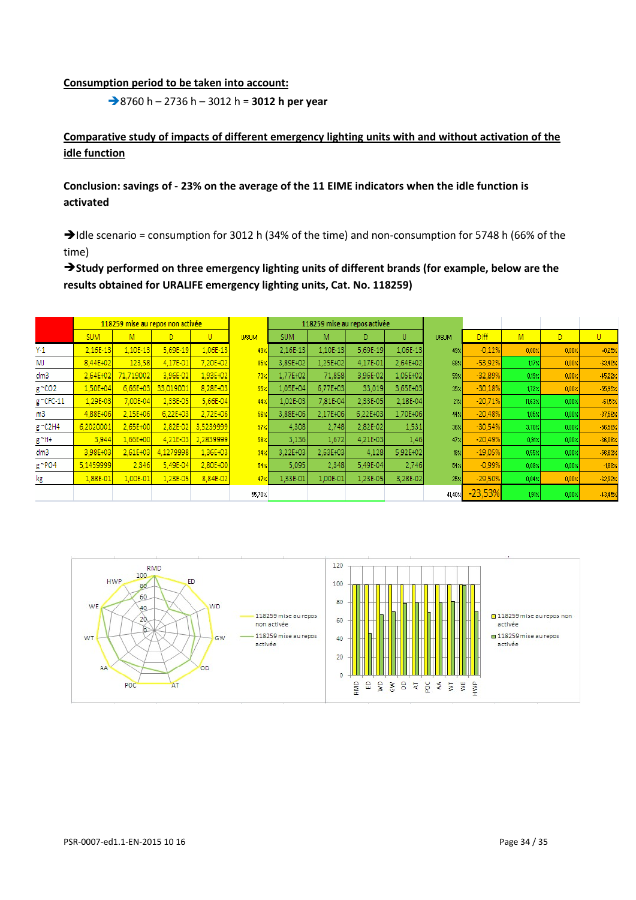**Consumption period to be taken into account:**

➔8760 h – 2736 h – 3012 h = **3012 h per year**

**Comparative study of impacts of different emergency lighting units with and without activation of the idle function**

**Conclusion: savings of - 23% on the average of the 11 EIME indicators when the idle function is activated**

➔Idle scenario = consumption for 3012 h (34% of the time) and non-consumption for 5748 h (66% of the time)

➔**Study performed on three emergency lighting units of different brands (for example, below are the results obtained for URALIFE emergency lighting units, Cat. No. 118259)**

| | 118259 mise au repos non activée | | | | | 118259 mise au repos activée | | | | | | | | |
|---|---|---|---|---|---|---|---|---|---|---|---|---|---|---|
| | SUM | M | D | U | U/SUM | SUM | M | D | U | U/SUM | Diff | M | D | U |
| Y-1 | 2,16E-13 | 1,10E-13 | 5,69E-19 | 1,06E-13 | 49% | 2,16E-13 | 1,10E-13 | 5,69E-19 | 1,06E-13 | 49% | -0,12% | 0,00% | 0,00% | -0,25% |
| MJ | 8,44E+02 | 123,58 | 4,17E-01 | 7,20E+02 | 85% | 3,89E+02 | 1,25E+02 | 4,17E-01 | 2,64E+02 | 68% | -53,92% | 1,17% | 0,00% | -63,40% |
| dm3 | 2,64E+02 | 71,719002 | 3,96E-02 | 1,93E+02 | 73% | 1,77E+02 | 71,858 | 3,96E-02 | 1,05E+02 | 59% | -32,89% | 0,19% | 0,00% | -45,22% |
| g~CO2 | 1,50E+04 | 6,66E+03 | 33,019001 | 8,28E+03 | 55% | 1,05E+04 | 6,77E+03 | 33,019 | 3,65E+03 | 35% | -30,18% | 1,72% | 0,00% | -55,95% |
| g~CFC-11 | 1,29E-03 | 7,00E-04 | 2,33E-05 | 5,66E-04 | 44% | 1,02E-03 | 7,81E-04 | 2,33E-05 | 2,18E-04 | 21% | -20,71% | 11,63% | 0,00% | -61,51% |
| m3 | 4,88E+06 | 2,15E+06 | 6,22E+03 | 2,72E+06 | 56% | 3,88E+06 | 2,17E+06 | 6,22E+03 | 1,70E+06 | 44% | -20,48% | 1,05% | 0,00% | -37,56% |
| g~C2H4 | 6,2020001 | 2,65E+00 | 2,82E-02 | 3,5239999 | 57% | 4,308 | 2,748 | 2,82E-02 | 1,531 | 36% | -30,54% | 3,70% | 0,00% | -56,56% |
| g~H+ | 3,944 | 1,66E+00 | 4,21E-03 | 2,2839999 | 58% | 3,136 | 1,672 | 4,21E-03 | 1,46 | 47% | -20,49% | 0,91% | 0,00% | -36,08% |
| dm3 | 3,98E+03 | 2,61E+03 | 4,1279998 | 1,36E+03 | 34% | 3,22E+03 | 2,63E+03 | 4,128 | 5,92E+02 | 18% | -19,05% | 0,55% | 0,00% | -56,63% |
| g~PO4 | 5,1459999 | 2,346 | 5,49E-04 | 2,80E+00 | 54% | 5,095 | 2,348 | 5,49E-04 | 2,746 | 54% | -0,99% | 0,09% | 0,00% | -1,88% |
| kg | 1,88E-01 | 1,00E-01 | 1,23E-05 | 8,84E-02 | 47% | 1,33E-01 | 1,00E-01 | 1,23E-05 | 3,28E-02 | 25% | -29,50% | 0,04% | 0,00% | -62,92% |
| | | | | | 55,70% | | | | | 41,40% | -23,53% | 1,91% | 0,00% | -43,45% |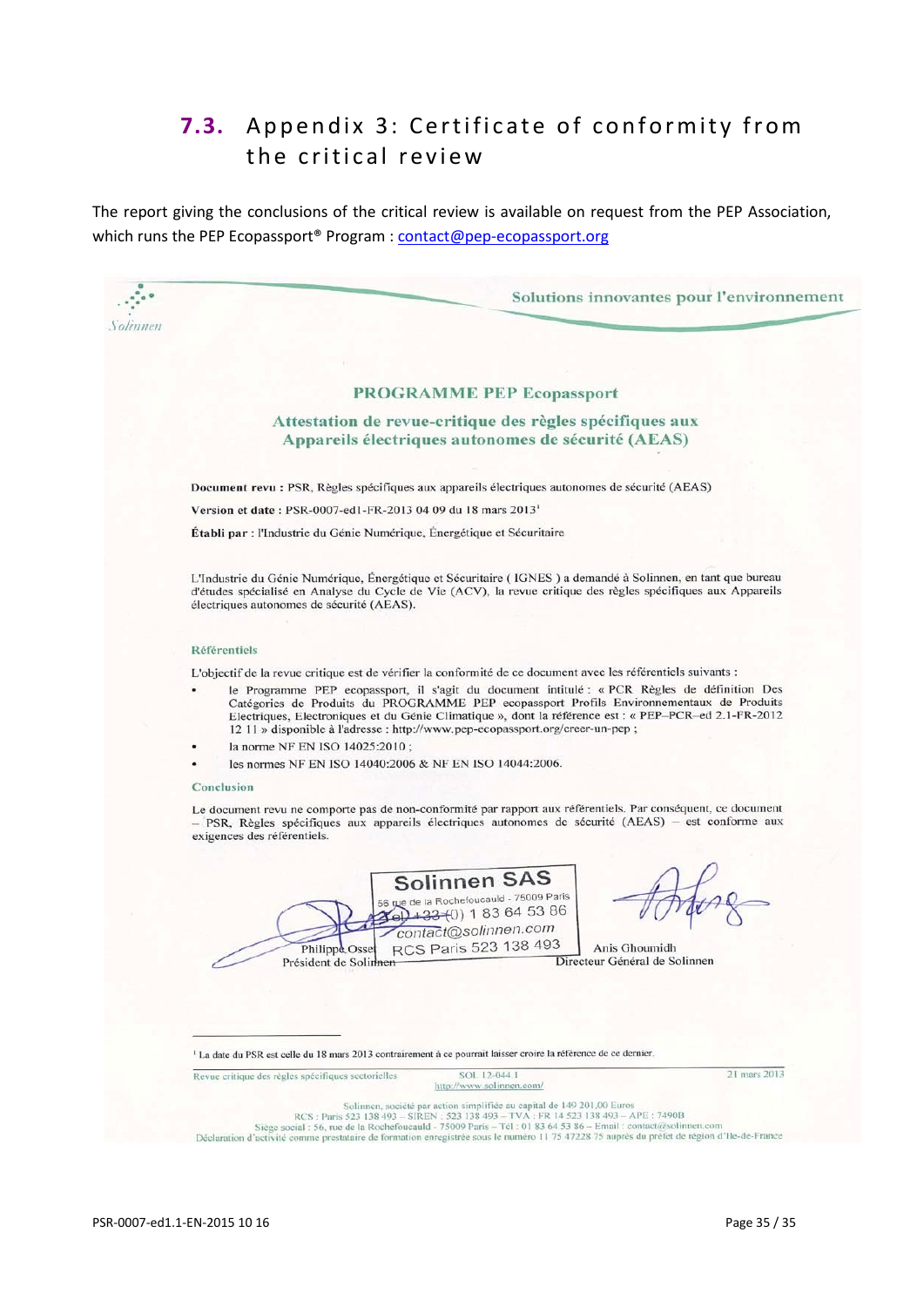## 7.3. Appendix 3: Certificate of conformity from the critical review

The report giving the conclusions of the critical review is available on request from the PEP Association, which runs the PEP Ecopassport® Program : contact@pep-ecopassport.org

Solinnen

Solutions innovantes pour l'environnement

### PROGRAMME PEP Ecopassport

### Attestation de revue-critique des règles spécifiques aux Appareils électriques autonomes de sécurité (AEAS)

**Document revu :** PSR, Règles spécifiques aux appareils électriques autonomes de sécurité (AEAS)

**Version et date :** PSR-0007-ed1-FR-2013 04 09 du 18 mars 2013[1]

**Établi par :** l'Industrie du Génie Numérique, Énergétique et Sécuritaire

L'Industrie du Génie Numérique, Énergétique et Sécuritaire ( IGNES ) a demandé à Solinnen, en tant que bureau d'études spécialisé en Analyse du Cycle de Vie (ACV), la revue critique des règles spécifiques aux Appareils électriques autonomes de sécurité (AEAS).

**Référentiels**

L'objectif de la revue critique est de vérifier la conformité de ce document avec les référentiels suivants :

- le Programme PEP ecopassport, il s'agit du document intitulé : « PCR Règles de définition Des Catégories de Produits du PROGRAMME PEP ecopassport Profils Environnementaux de Produits Electriques, Electroniques et du Génie Climatique », dont la référence est : « PEP–PCR–ed 2.1-FR-2012 12 11 » disponible à l'adresse : http://www.pep-ecopassport.org/creer-un-pep ;
- la norme NF EN ISO 14025:2010 ;
- les normes NF EN ISO 14040:2006 & NF EN ISO 14044:2006.

**Conclusion**

Le document revu ne comporte pas de non-conformité par rapport aux référentiels. Par conséquent, ce document – PSR, Règles spécifiques aux appareils électriques autonomes de sécurité (AEAS) – est conforme aux exigences des référentiels.

Solinnen SAS
56 rue de la Rochefoucauld - 75009 Paris
Tel +33 (0) 1 83 64 53 86
contact@solinnen.com
RCS Paris 523 138 493

Philippe Osset
Président de Solinnen

Anis Ghoumidh
Directeur Général de Solinnen

[1] La date du PSR est celle du 18 mars 2013 contrairement à ce pourrait laisser croire la référence de ce dernier.

Revue critique des règles spécifiques sectorielles — SOL 12-044 1 — http://www.solinnen.com/ — 21 mars 2013

Solinnen, société par action simplifiée au capital de 149 201,00 Euros
RCS : Paris 523 138 493 – SIREN : 523 138 493 – TVA : FR 14 523 138 493 – APE : 7490B
Siège social : 56, rue de la Rochefoucauld - 75009 Paris – Tél : 01 83 64 53 86 – Email : contact@solinnen.com
Déclaration d'activité comme prestataire de formation enregistrée sous le numéro 11 75 47228 75 auprès du préfet de région d'Ile-de-France